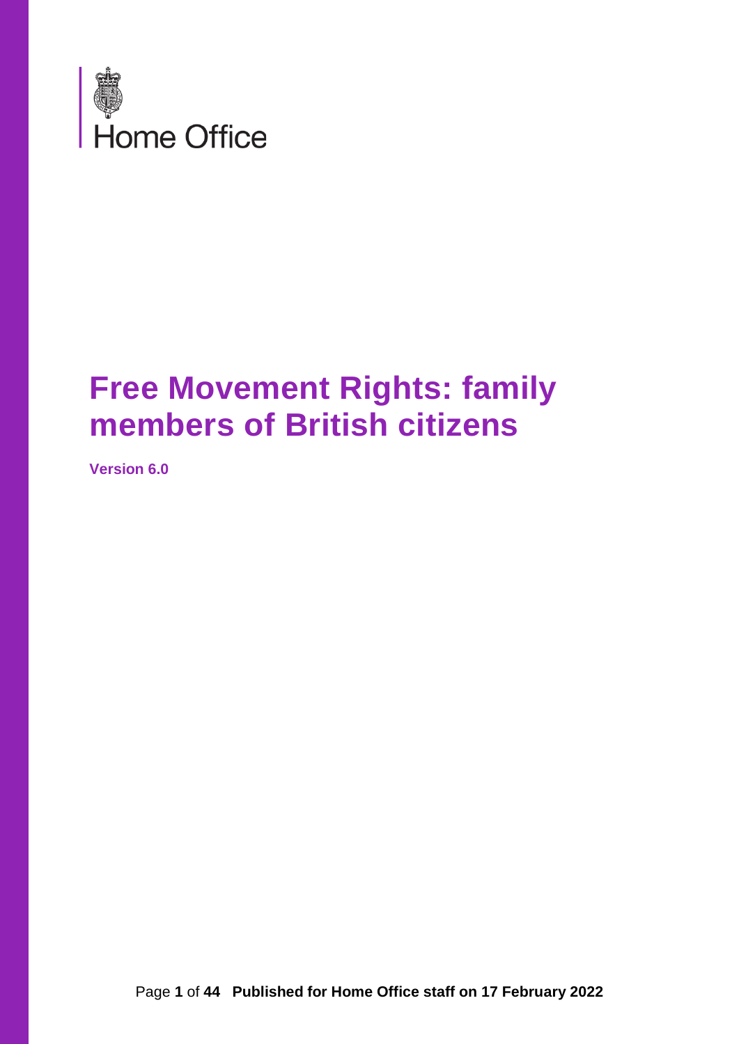Home Office

# Free Movement Rights: family members of British citizens

**Version 6.0**

Published for Home Office staff on 17 February 2022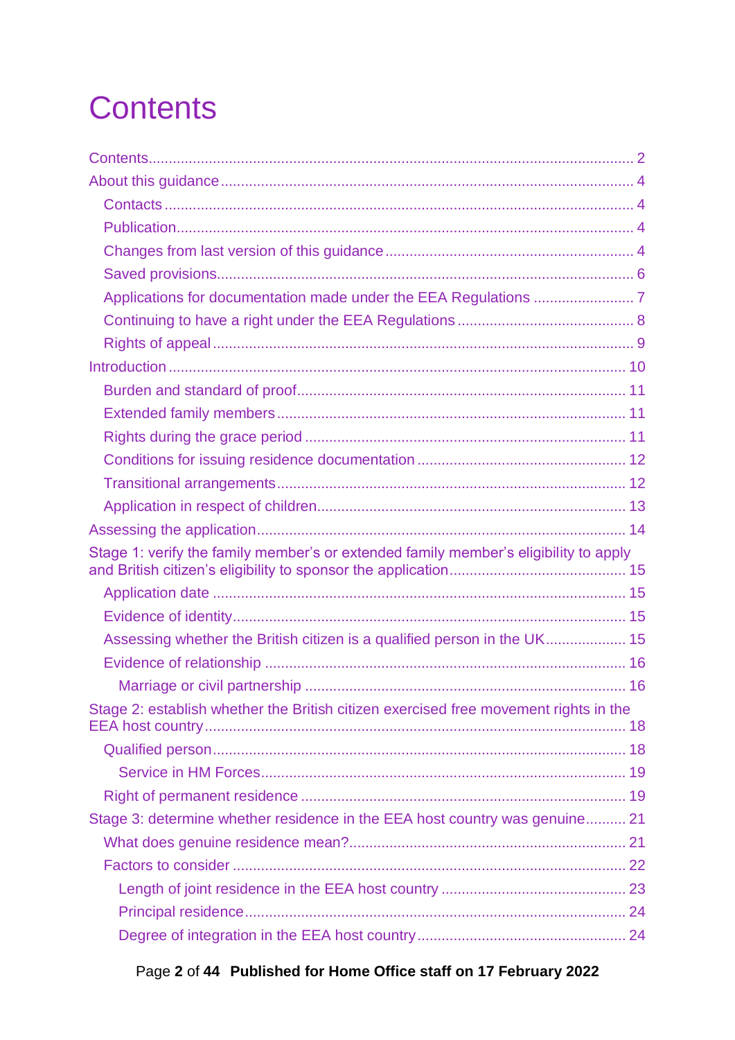# Contents

- Contents ... 2
- About this guidance ... 4
  - Contacts ... 4
  - Publication ... 4
  - Changes from last version of this guidance ... 4
  - Saved provisions ... 6
  - Applications for documentation made under the EEA Regulations ... 7
  - Continuing to have a right under the EEA Regulations ... 8
  - Rights of appeal ... 9
- Introduction ... 10
  - Burden and standard of proof ... 11
  - Extended family members ... 11
  - Rights during the grace period ... 11
  - Conditions for issuing residence documentation ... 12
  - Transitional arrangements ... 12
  - Application in respect of children ... 13
- Assessing the application ... 14
- Stage 1: verify the family member's or extended family member's eligibility to apply and British citizen's eligibility to sponsor the application ... 15
  - Application date ... 15
  - Evidence of identity ... 15
  - Assessing whether the British citizen is a qualified person in the UK ... 15
  - Evidence of relationship ... 16
    - Marriage or civil partnership ... 16
- Stage 2: establish whether the British citizen exercised free movement rights in the EEA host country ... 18
  - Qualified person ... 18
    - Service in HM Forces ... 19
  - Right of permanent residence ... 19
- Stage 3: determine whether residence in the EEA host country was genuine ... 21
  - What does genuine residence mean? ... 21
  - Factors to consider ... 22
    - Length of joint residence in the EEA host country ... 23
    - Principal residence ... 24
    - Degree of integration in the EEA host country ... 24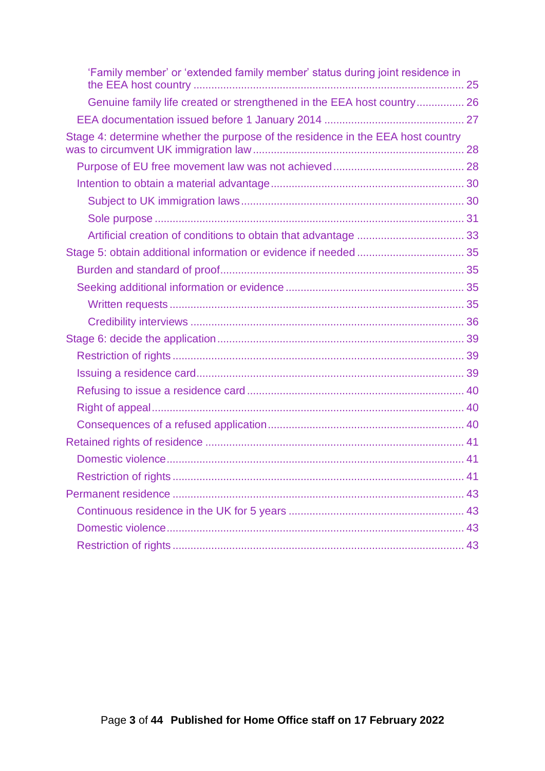- 'Family member' or 'extended family member' status during joint residence in the EEA host country ........ 25
- Genuine family life created or strengthened in the EEA host country ........ 26
- EEA documentation issued before 1 January 2014 ........ 27

Stage 4: determine whether the purpose of the residence in the EEA host country was to circumvent UK immigration law ........ 28

- Purpose of EU free movement law was not achieved ........ 28
- Intention to obtain a material advantage ........ 30
  - Subject to UK immigration laws ........ 30
  - Sole purpose ........ 31
  - Artificial creation of conditions to obtain that advantage ........ 33

Stage 5: obtain additional information or evidence if needed ........ 35

- Burden and standard of proof ........ 35
- Seeking additional information or evidence ........ 35
  - Written requests ........ 35
  - Credibility interviews ........ 36

Stage 6: decide the application ........ 39

- Restriction of rights ........ 39
- Issuing a residence card ........ 39
- Refusing to issue a residence card ........ 40
- Right of appeal ........ 40
- Consequences of a refused application ........ 40

Retained rights of residence ........ 41

- Domestic violence ........ 41
- Restriction of rights ........ 41

Permanent residence ........ 43

- Continuous residence in the UK for 5 years ........ 43
- Domestic violence ........ 43
- Restriction of rights ........ 43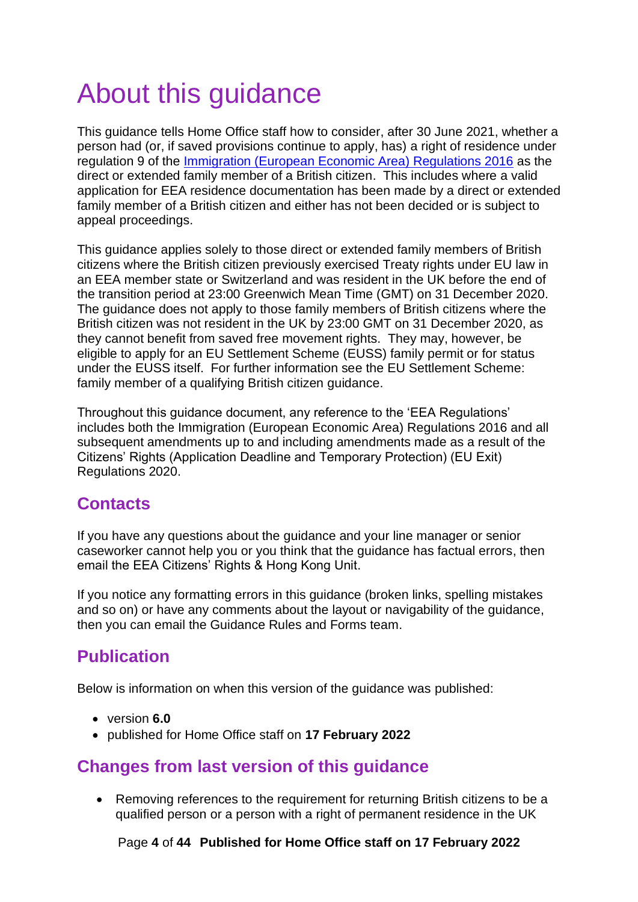# About this guidance

This guidance tells Home Office staff how to consider, after 30 June 2021, whether a person had (or, if saved provisions continue to apply, has) a right of residence under regulation 9 of the [Immigration (European Economic Area) Regulations 2016](http://www.legislation.gov.uk/uksi/2016/1052/contents/made) as the direct or extended family member of a British citizen. This includes where a valid application for EEA residence documentation has been made by a direct or extended family member of a British citizen and either has not been decided or is subject to appeal proceedings.

This guidance applies solely to those direct or extended family members of British citizens where the British citizen previously exercised Treaty rights under EU law in an EEA member state or Switzerland and was resident in the UK before the end of the transition period at 23:00 Greenwich Mean Time (GMT) on 31 December 2020. The guidance does not apply to those family members of British citizens where the British citizen was not resident in the UK by 23:00 GMT on 31 December 2020, as they cannot benefit from saved free movement rights. They may, however, be eligible to apply for an EU Settlement Scheme (EUSS) family permit or for status under the EUSS itself. For further information see the EU Settlement Scheme: family member of a qualifying British citizen guidance.

Throughout this guidance document, any reference to the 'EEA Regulations' includes both the Immigration (European Economic Area) Regulations 2016 and all subsequent amendments up to and including amendments made as a result of the Citizens' Rights (Application Deadline and Temporary Protection) (EU Exit) Regulations 2020.

## Contacts

If you have any questions about the guidance and your line manager or senior caseworker cannot help you or you think that the guidance has factual errors, then email the EEA Citizens' Rights & Hong Kong Unit.

If you notice any formatting errors in this guidance (broken links, spelling mistakes and so on) or have any comments about the layout or navigability of the guidance, then you can email the Guidance Rules and Forms team.

## Publication

Below is information on when this version of the guidance was published:

- version **6.0**
- published for Home Office staff on **17 February 2022**

## Changes from last version of this guidance

- Removing references to the requirement for returning British citizens to be a qualified person or a person with a right of permanent residence in the UK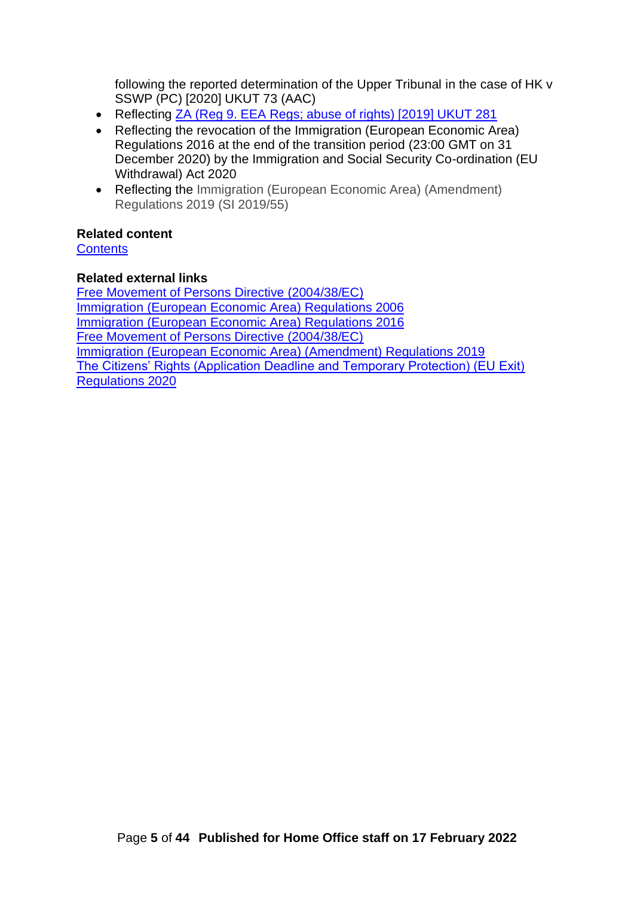following the reported determination of the Upper Tribunal in the case of HK v SSWP (PC) [2020] UKUT 73 (AAC)

- Reflecting ZA (Reg 9. EEA Regs; abuse of rights) [2019] UKUT 281
- Reflecting the revocation of the Immigration (European Economic Area) Regulations 2016 at the end of the transition period (23:00 GMT on 31 December 2020) by the Immigration and Social Security Co-ordination (EU Withdrawal) Act 2020
- Reflecting the Immigration (European Economic Area) (Amendment) Regulations 2019 (SI 2019/55)

**Related content**

Contents

**Related external links**

Free Movement of Persons Directive (2004/38/EC)
Immigration (European Economic Area) Regulations 2006
Immigration (European Economic Area) Regulations 2016
Free Movement of Persons Directive (2004/38/EC)
Immigration (European Economic Area) (Amendment) Regulations 2019
The Citizens' Rights (Application Deadline and Temporary Protection) (EU Exit) Regulations 2020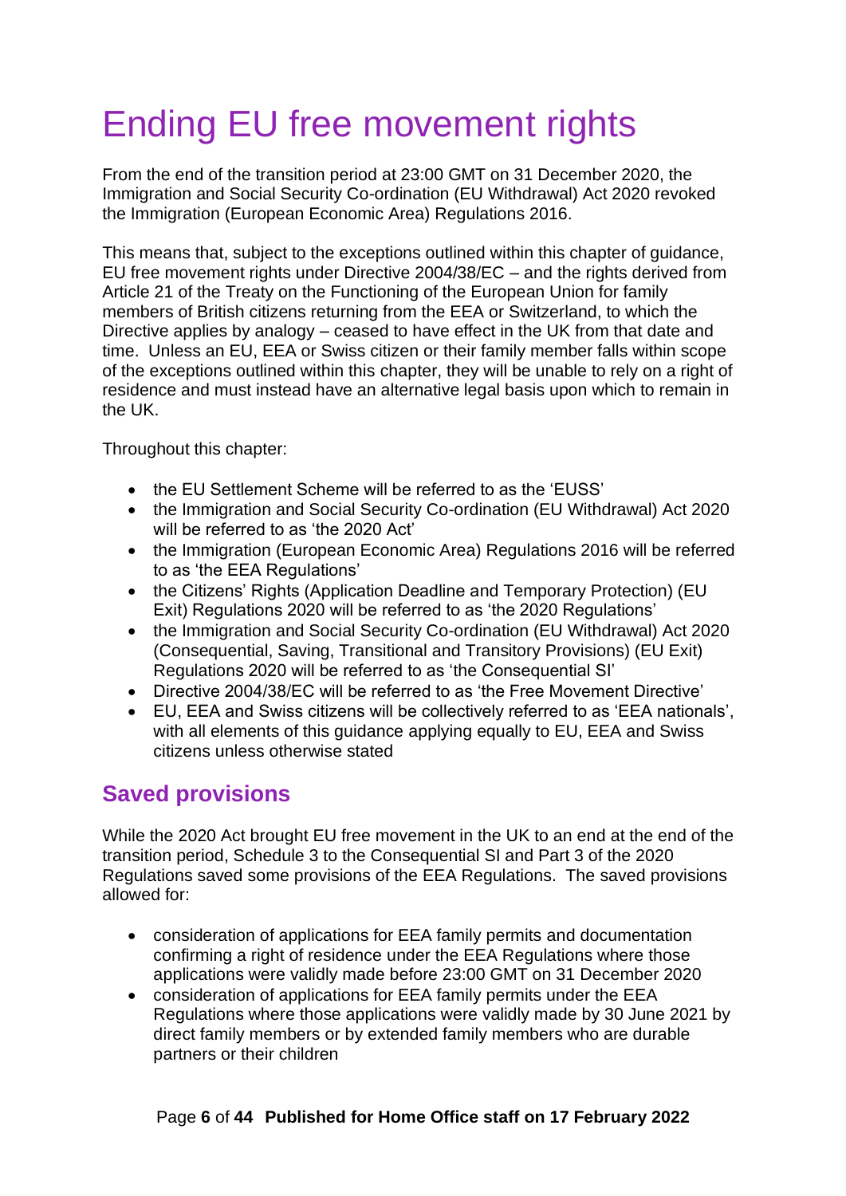# Ending EU free movement rights

From the end of the transition period at 23:00 GMT on 31 December 2020, the Immigration and Social Security Co-ordination (EU Withdrawal) Act 2020 revoked the Immigration (European Economic Area) Regulations 2016.

This means that, subject to the exceptions outlined within this chapter of guidance, EU free movement rights under Directive 2004/38/EC – and the rights derived from Article 21 of the Treaty on the Functioning of the European Union for family members of British citizens returning from the EEA or Switzerland, to which the Directive applies by analogy – ceased to have effect in the UK from that date and time. Unless an EU, EEA or Swiss citizen or their family member falls within scope of the exceptions outlined within this chapter, they will be unable to rely on a right of residence and must instead have an alternative legal basis upon which to remain in the UK.

Throughout this chapter:

- the EU Settlement Scheme will be referred to as the 'EUSS'
- the Immigration and Social Security Co-ordination (EU Withdrawal) Act 2020 will be referred to as 'the 2020 Act'
- the Immigration (European Economic Area) Regulations 2016 will be referred to as 'the EEA Regulations'
- the Citizens' Rights (Application Deadline and Temporary Protection) (EU Exit) Regulations 2020 will be referred to as 'the 2020 Regulations'
- the Immigration and Social Security Co-ordination (EU Withdrawal) Act 2020 (Consequential, Saving, Transitional and Transitory Provisions) (EU Exit) Regulations 2020 will be referred to as 'the Consequential SI'
- Directive 2004/38/EC will be referred to as 'the Free Movement Directive'
- EU, EEA and Swiss citizens will be collectively referred to as 'EEA nationals', with all elements of this guidance applying equally to EU, EEA and Swiss citizens unless otherwise stated

## Saved provisions

While the 2020 Act brought EU free movement in the UK to an end at the end of the transition period, Schedule 3 to the Consequential SI and Part 3 of the 2020 Regulations saved some provisions of the EEA Regulations. The saved provisions allowed for:

- consideration of applications for EEA family permits and documentation confirming a right of residence under the EEA Regulations where those applications were validly made before 23:00 GMT on 31 December 2020
- consideration of applications for EEA family permits under the EEA Regulations where those applications were validly made by 30 June 2021 by direct family members or by extended family members who are durable partners or their children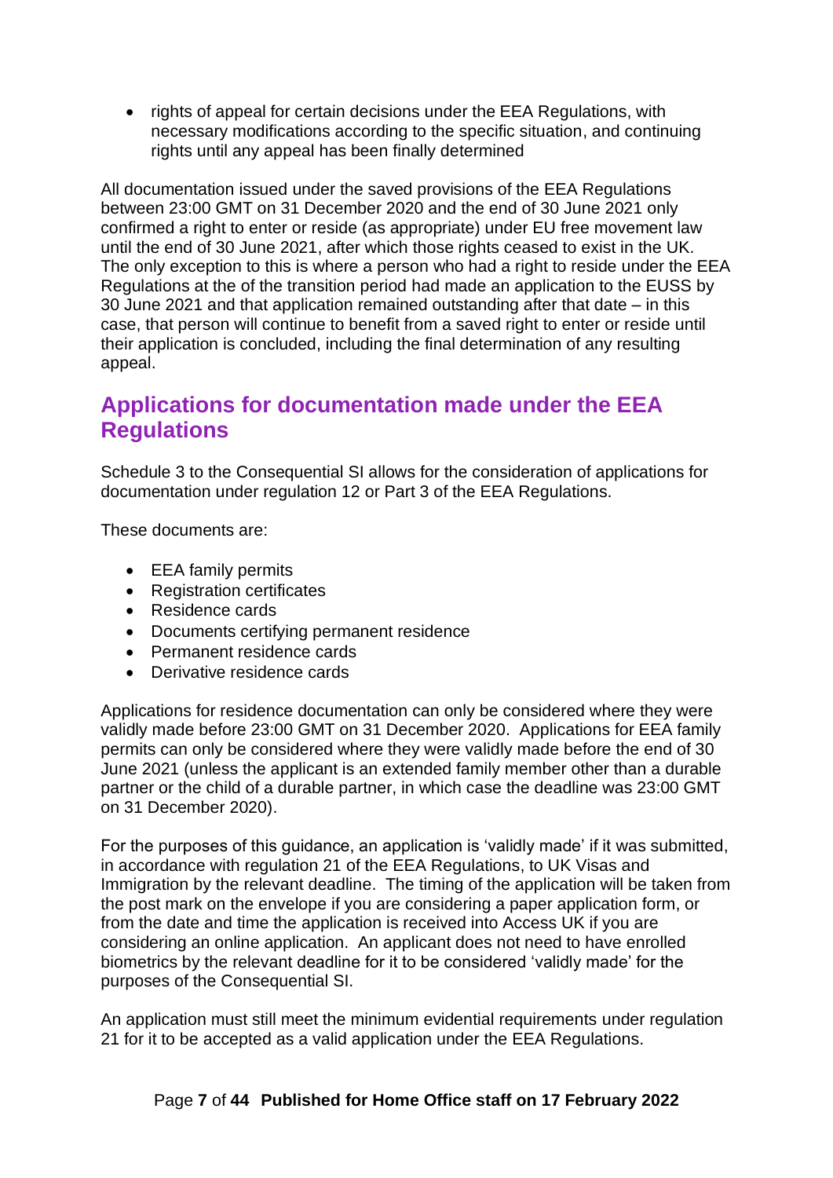- rights of appeal for certain decisions under the EEA Regulations, with necessary modifications according to the specific situation, and continuing rights until any appeal has been finally determined

All documentation issued under the saved provisions of the EEA Regulations between 23:00 GMT on 31 December 2020 and the end of 30 June 2021 only confirmed a right to enter or reside (as appropriate) under EU free movement law until the end of 30 June 2021, after which those rights ceased to exist in the UK. The only exception to this is where a person who had a right to reside under the EEA Regulations at the of the transition period had made an application to the EUSS by 30 June 2021 and that application remained outstanding after that date – in this case, that person will continue to benefit from a saved right to enter or reside until their application is concluded, including the final determination of any resulting appeal.

## Applications for documentation made under the EEA Regulations

Schedule 3 to the Consequential SI allows for the consideration of applications for documentation under regulation 12 or Part 3 of the EEA Regulations.

These documents are:

- EEA family permits
- Registration certificates
- Residence cards
- Documents certifying permanent residence
- Permanent residence cards
- Derivative residence cards

Applications for residence documentation can only be considered where they were validly made before 23:00 GMT on 31 December 2020. Applications for EEA family permits can only be considered where they were validly made before the end of 30 June 2021 (unless the applicant is an extended family member other than a durable partner or the child of a durable partner, in which case the deadline was 23:00 GMT on 31 December 2020).

For the purposes of this guidance, an application is 'validly made' if it was submitted, in accordance with regulation 21 of the EEA Regulations, to UK Visas and Immigration by the relevant deadline. The timing of the application will be taken from the post mark on the envelope if you are considering a paper application form, or from the date and time the application is received into Access UK if you are considering an online application. An applicant does not need to have enrolled biometrics by the relevant deadline for it to be considered 'validly made' for the purposes of the Consequential SI.

An application must still meet the minimum evidential requirements under regulation 21 for it to be accepted as a valid application under the EEA Regulations.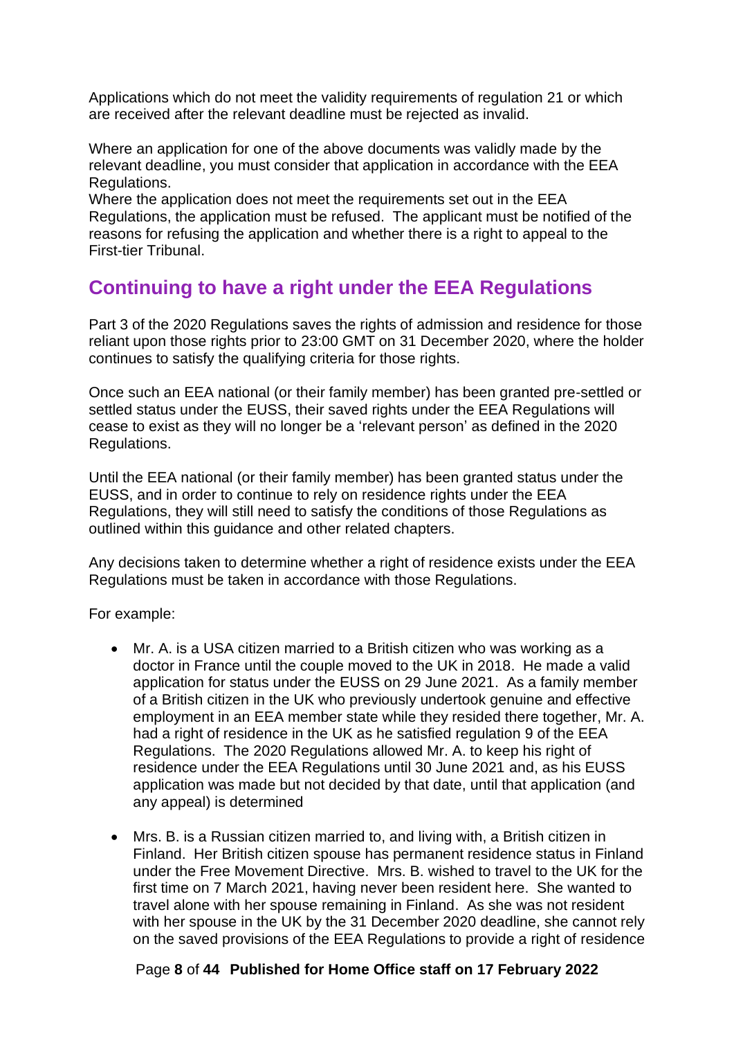Applications which do not meet the validity requirements of regulation 21 or which are received after the relevant deadline must be rejected as invalid.

Where an application for one of the above documents was validly made by the relevant deadline, you must consider that application in accordance with the EEA Regulations.
Where the application does not meet the requirements set out in the EEA Regulations, the application must be refused. The applicant must be notified of the reasons for refusing the application and whether there is a right to appeal to the First-tier Tribunal.

## Continuing to have a right under the EEA Regulations

Part 3 of the 2020 Regulations saves the rights of admission and residence for those reliant upon those rights prior to 23:00 GMT on 31 December 2020, where the holder continues to satisfy the qualifying criteria for those rights.

Once such an EEA national (or their family member) has been granted pre-settled or settled status under the EUSS, their saved rights under the EEA Regulations will cease to exist as they will no longer be a 'relevant person' as defined in the 2020 Regulations.

Until the EEA national (or their family member) has been granted status under the EUSS, and in order to continue to rely on residence rights under the EEA Regulations, they will still need to satisfy the conditions of those Regulations as outlined within this guidance and other related chapters.

Any decisions taken to determine whether a right of residence exists under the EEA Regulations must be taken in accordance with those Regulations.

For example:

- Mr. A. is a USA citizen married to a British citizen who was working as a doctor in France until the couple moved to the UK in 2018. He made a valid application for status under the EUSS on 29 June 2021. As a family member of a British citizen in the UK who previously undertook genuine and effective employment in an EEA member state while they resided there together, Mr. A. had a right of residence in the UK as he satisfied regulation 9 of the EEA Regulations. The 2020 Regulations allowed Mr. A. to keep his right of residence under the EEA Regulations until 30 June 2021 and, as his EUSS application was made but not decided by that date, until that application (and any appeal) is determined
- Mrs. B. is a Russian citizen married to, and living with, a British citizen in Finland. Her British citizen spouse has permanent residence status in Finland under the Free Movement Directive. Mrs. B. wished to travel to the UK for the first time on 7 March 2021, having never been resident here. She wanted to travel alone with her spouse remaining in Finland. As she was not resident with her spouse in the UK by the 31 December 2020 deadline, she cannot rely on the saved provisions of the EEA Regulations to provide a right of residence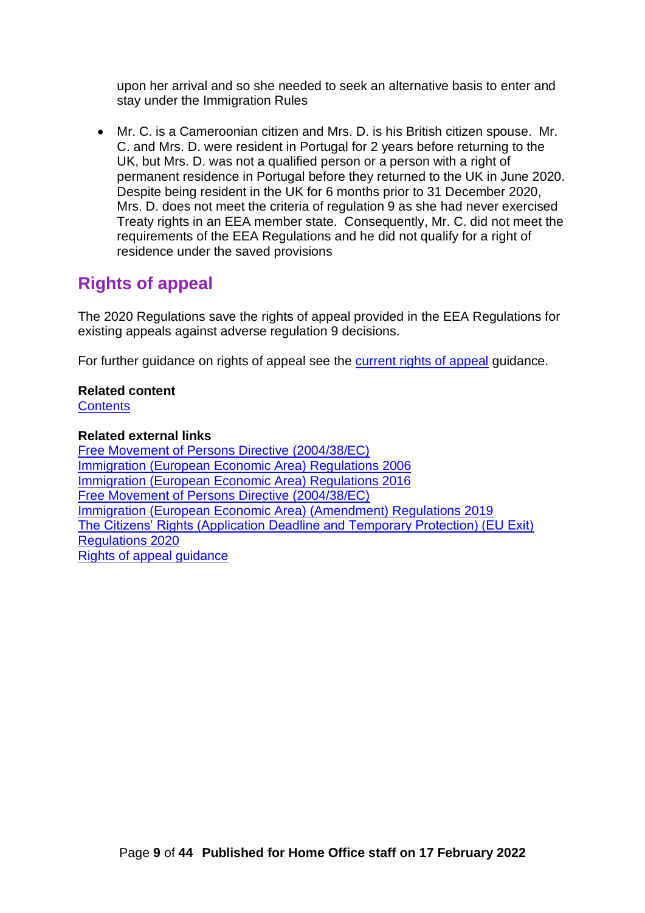upon her arrival and so she needed to seek an alternative basis to enter and stay under the Immigration Rules

- Mr. C. is a Cameroonian citizen and Mrs. D. is his British citizen spouse. Mr. C. and Mrs. D. were resident in Portugal for 2 years before returning to the UK, but Mrs. D. was not a qualified person or a person with a right of permanent residence in Portugal before they returned to the UK in June 2020. Despite being resident in the UK for 6 months prior to 31 December 2020, Mrs. D. does not meet the criteria of regulation 9 as she had never exercised Treaty rights in an EEA member state. Consequently, Mr. C. did not meet the requirements of the EEA Regulations and he did not qualify for a right of residence under the saved provisions

## Rights of appeal

The 2020 Regulations save the rights of appeal provided in the EEA Regulations for existing appeals against adverse regulation 9 decisions.

For further guidance on rights of appeal see the current rights of appeal guidance.

**Related content**
Contents

**Related external links**
Free Movement of Persons Directive (2004/38/EC)
Immigration (European Economic Area) Regulations 2006
Immigration (European Economic Area) Regulations 2016
Free Movement of Persons Directive (2004/38/EC)
Immigration (European Economic Area) (Amendment) Regulations 2019
The Citizens' Rights (Application Deadline and Temporary Protection) (EU Exit) Regulations 2020
Rights of appeal guidance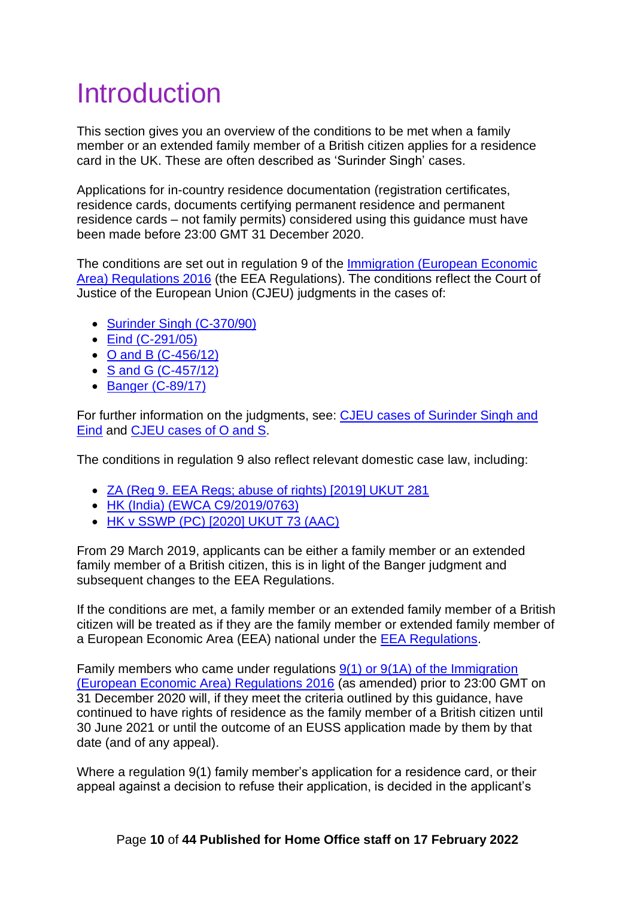# Introduction

This section gives you an overview of the conditions to be met when a family member or an extended family member of a British citizen applies for a residence card in the UK. These are often described as 'Surinder Singh' cases.

Applications for in-country residence documentation (registration certificates, residence cards, documents certifying permanent residence and permanent residence cards – not family permits) considered using this guidance must have been made before 23:00 GMT 31 December 2020.

The conditions are set out in regulation 9 of the [Immigration (European Economic Area) Regulations 2016]() (the EEA Regulations). The conditions reflect the Court of Justice of the European Union (CJEU) judgments in the cases of:

- [Surinder Singh (C-370/90)]()
- [Eind (C-291/05)]()
- [O and B (C-456/12)]()
- [S and G (C-457/12)]()
- [Banger (C-89/17)]()

For further information on the judgments, see: [CJEU cases of Surinder Singh and Eind]() and [CJEU cases of O and S]().

The conditions in regulation 9 also reflect relevant domestic case law, including:

- [ZA (Reg 9. EEA Regs; abuse of rights) [2019] UKUT 281]()
- [HK (India) (EWCA C9/2019/0763)]()
- [HK v SSWP (PC) [2020] UKUT 73 (AAC)]()

From 29 March 2019, applicants can be either a family member or an extended family member of a British citizen, this is in light of the Banger judgment and subsequent changes to the EEA Regulations.

If the conditions are met, a family member or an extended family member of a British citizen will be treated as if they are the family member or extended family member of a European Economic Area (EEA) national under the [EEA Regulations]().

Family members who came under regulations [9(1) or 9(1A) of the Immigration (European Economic Area) Regulations 2016]() (as amended) prior to 23:00 GMT on 31 December 2020 will, if they meet the criteria outlined by this guidance, have continued to have rights of residence as the family member of a British citizen until 30 June 2021 or until the outcome of an EUSS application made by them by that date (and of any appeal).

Where a regulation 9(1) family member's application for a residence card, or their appeal against a decision to refuse their application, is decided in the applicant's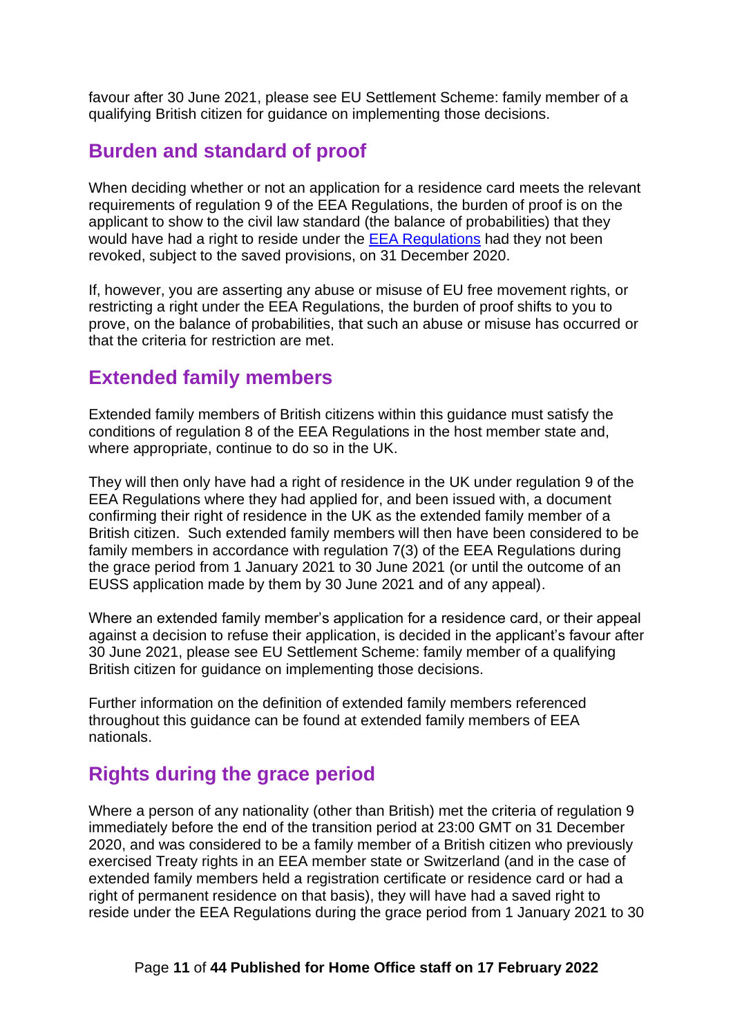favour after 30 June 2021, please see EU Settlement Scheme: family member of a qualifying British citizen for guidance on implementing those decisions.

## Burden and standard of proof

When deciding whether or not an application for a residence card meets the relevant requirements of regulation 9 of the EEA Regulations, the burden of proof is on the applicant to show to the civil law standard (the balance of probabilities) that they would have had a right to reside under the EEA Regulations had they not been revoked, subject to the saved provisions, on 31 December 2020.

If, however, you are asserting any abuse or misuse of EU free movement rights, or restricting a right under the EEA Regulations, the burden of proof shifts to you to prove, on the balance of probabilities, that such an abuse or misuse has occurred or that the criteria for restriction are met.

## Extended family members

Extended family members of British citizens within this guidance must satisfy the conditions of regulation 8 of the EEA Regulations in the host member state and, where appropriate, continue to do so in the UK.

They will then only have had a right of residence in the UK under regulation 9 of the EEA Regulations where they had applied for, and been issued with, a document confirming their right of residence in the UK as the extended family member of a British citizen. Such extended family members will then have been considered to be family members in accordance with regulation 7(3) of the EEA Regulations during the grace period from 1 January 2021 to 30 June 2021 (or until the outcome of an EUSS application made by them by 30 June 2021 and of any appeal).

Where an extended family member's application for a residence card, or their appeal against a decision to refuse their application, is decided in the applicant's favour after 30 June 2021, please see EU Settlement Scheme: family member of a qualifying British citizen for guidance on implementing those decisions.

Further information on the definition of extended family members referenced throughout this guidance can be found at extended family members of EEA nationals.

## Rights during the grace period

Where a person of any nationality (other than British) met the criteria of regulation 9 immediately before the end of the transition period at 23:00 GMT on 31 December 2020, and was considered to be a family member of a British citizen who previously exercised Treaty rights in an EEA member state or Switzerland (and in the case of extended family members held a registration certificate or residence card or had a right of permanent residence on that basis), they will have had a saved right to reside under the EEA Regulations during the grace period from 1 January 2021 to 30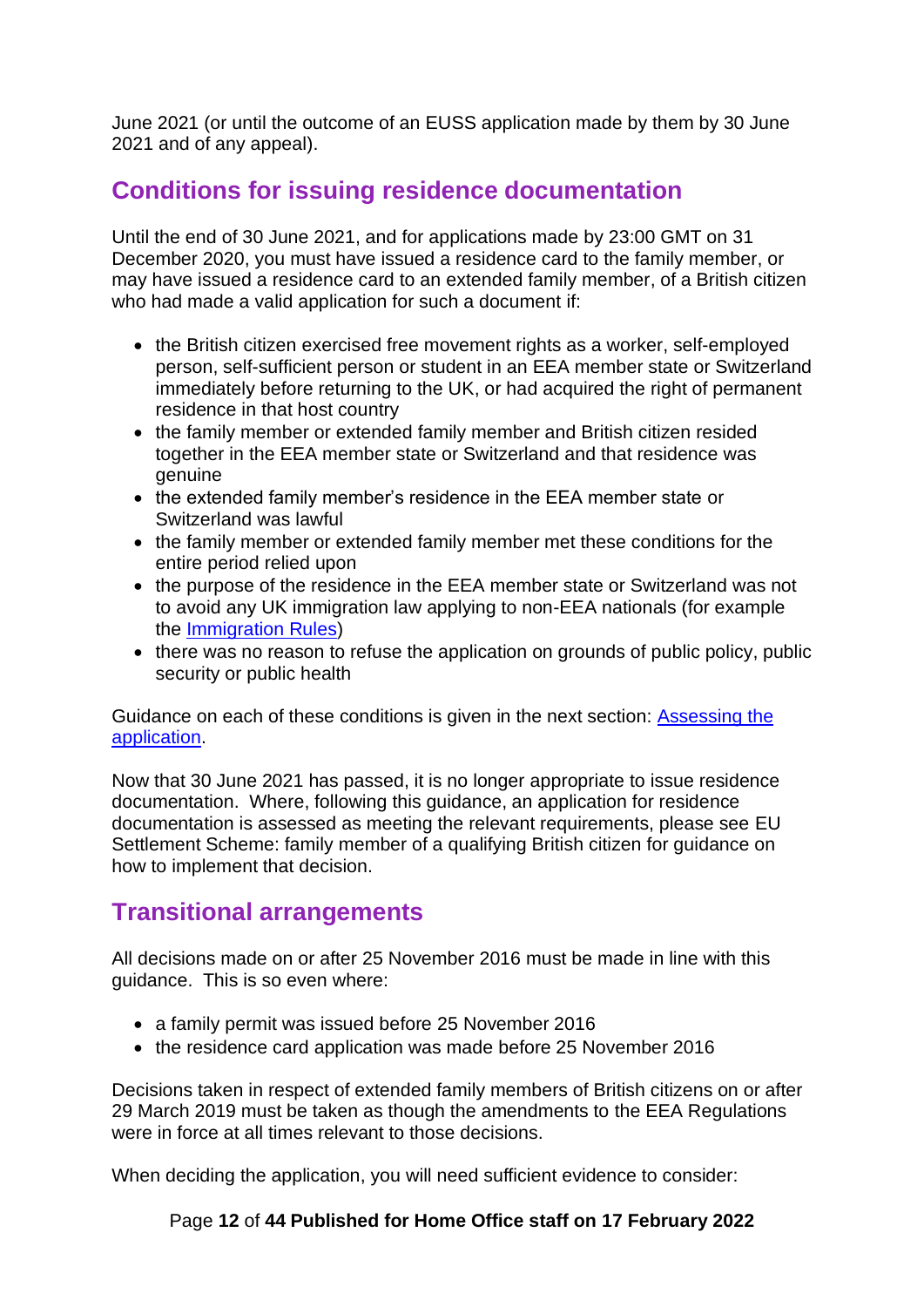June 2021 (or until the outcome of an EUSS application made by them by 30 June 2021 and of any appeal).

## Conditions for issuing residence documentation

Until the end of 30 June 2021, and for applications made by 23:00 GMT on 31 December 2020, you must have issued a residence card to the family member, or may have issued a residence card to an extended family member, of a British citizen who had made a valid application for such a document if:

- the British citizen exercised free movement rights as a worker, self-employed person, self-sufficient person or student in an EEA member state or Switzerland immediately before returning to the UK, or had acquired the right of permanent residence in that host country
- the family member or extended family member and British citizen resided together in the EEA member state or Switzerland and that residence was genuine
- the extended family member's residence in the EEA member state or Switzerland was lawful
- the family member or extended family member met these conditions for the entire period relied upon
- the purpose of the residence in the EEA member state or Switzerland was not to avoid any UK immigration law applying to non-EEA nationals (for example the [Immigration Rules](#))
- there was no reason to refuse the application on grounds of public policy, public security or public health

Guidance on each of these conditions is given in the next section: [Assessing the application](#).

Now that 30 June 2021 has passed, it is no longer appropriate to issue residence documentation. Where, following this guidance, an application for residence documentation is assessed as meeting the relevant requirements, please see EU Settlement Scheme: family member of a qualifying British citizen for guidance on how to implement that decision.

## Transitional arrangements

All decisions made on or after 25 November 2016 must be made in line with this guidance. This is so even where:

- a family permit was issued before 25 November 2016
- the residence card application was made before 25 November 2016

Decisions taken in respect of extended family members of British citizens on or after 29 March 2019 must be taken as though the amendments to the EEA Regulations were in force at all times relevant to those decisions.

When deciding the application, you will need sufficient evidence to consider: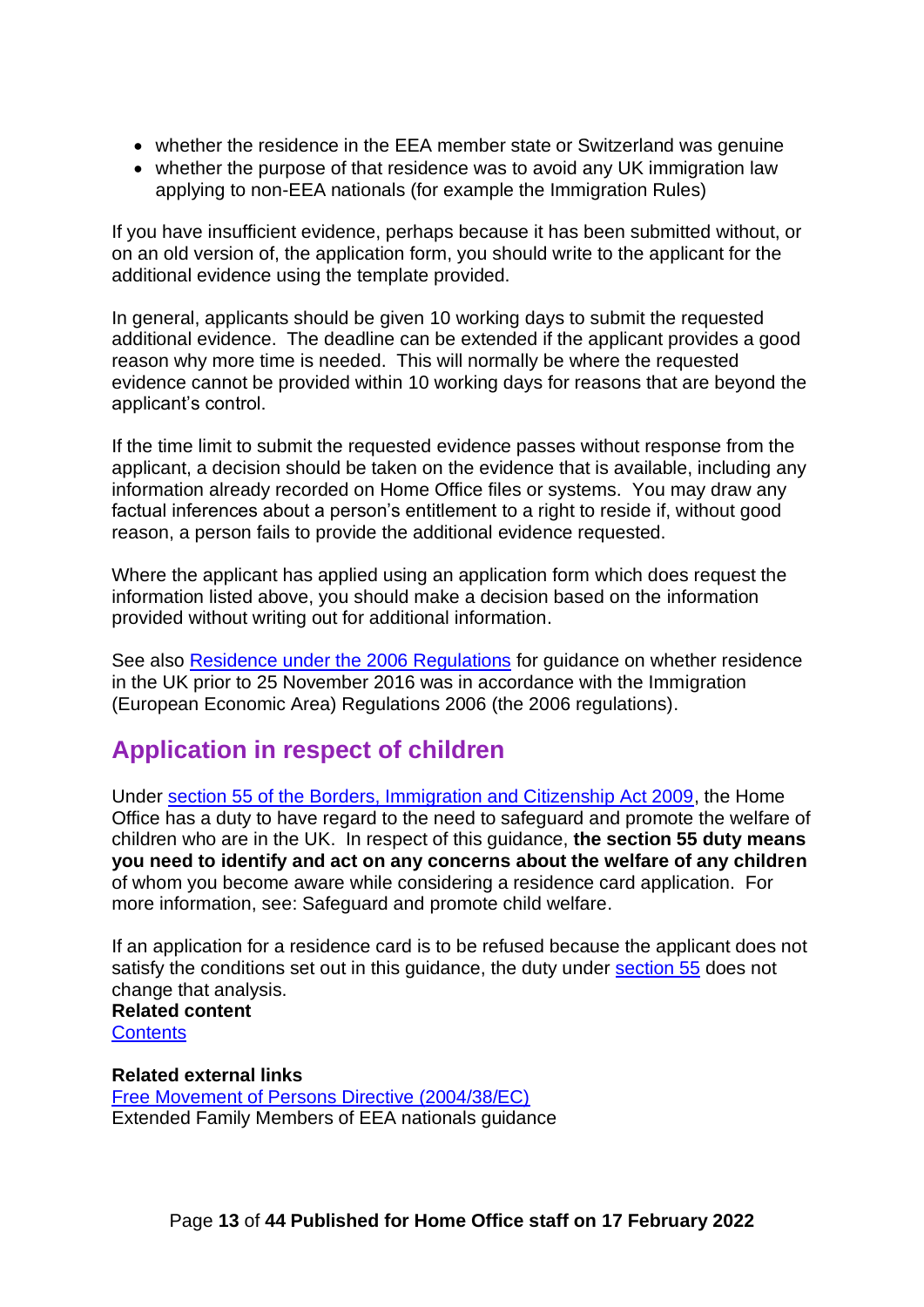- whether the residence in the EEA member state or Switzerland was genuine
- whether the purpose of that residence was to avoid any UK immigration law applying to non-EEA nationals (for example the Immigration Rules)

If you have insufficient evidence, perhaps because it has been submitted without, or on an old version of, the application form, you should write to the applicant for the additional evidence using the template provided.

In general, applicants should be given 10 working days to submit the requested additional evidence. The deadline can be extended if the applicant provides a good reason why more time is needed. This will normally be where the requested evidence cannot be provided within 10 working days for reasons that are beyond the applicant's control.

If the time limit to submit the requested evidence passes without response from the applicant, a decision should be taken on the evidence that is available, including any information already recorded on Home Office files or systems. You may draw any factual inferences about a person's entitlement to a right to reside if, without good reason, a person fails to provide the additional evidence requested.

Where the applicant has applied using an application form which does request the information listed above, you should make a decision based on the information provided without writing out for additional information.

See also [Residence under the 2006 Regulations] for guidance on whether residence in the UK prior to 25 November 2016 was in accordance with the Immigration (European Economic Area) Regulations 2006 (the 2006 regulations).

## Application in respect of children

Under [section 55 of the Borders, Immigration and Citizenship Act 2009], the Home Office has a duty to have regard to the need to safeguard and promote the welfare of children who are in the UK. In respect of this guidance, **the section 55 duty means you need to identify and act on any concerns about the welfare of any children** of whom you become aware while considering a residence card application. For more information, see: Safeguard and promote child welfare.

If an application for a residence card is to be refused because the applicant does not satisfy the conditions set out in this guidance, the duty under [section 55] does not change that analysis.

**Related content**
[Contents]

**Related external links**
[Free Movement of Persons Directive (2004/38/EC)]
Extended Family Members of EEA nationals guidance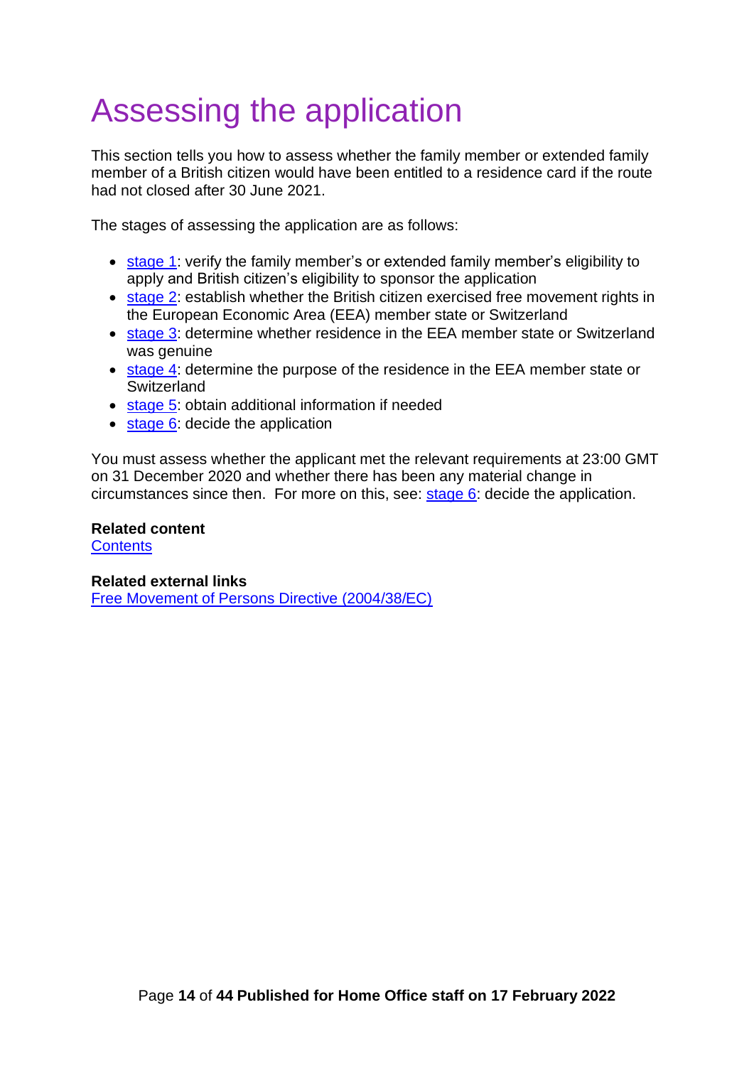# Assessing the application

This section tells you how to assess whether the family member or extended family member of a British citizen would have been entitled to a residence card if the route had not closed after 30 June 2021.

The stages of assessing the application are as follows:

- stage 1: verify the family member's or extended family member's eligibility to apply and British citizen's eligibility to sponsor the application
- stage 2: establish whether the British citizen exercised free movement rights in the European Economic Area (EEA) member state or Switzerland
- stage 3: determine whether residence in the EEA member state or Switzerland was genuine
- stage 4: determine the purpose of the residence in the EEA member state or Switzerland
- stage 5: obtain additional information if needed
- stage 6: decide the application

You must assess whether the applicant met the relevant requirements at 23:00 GMT on 31 December 2020 and whether there has been any material change in circumstances since then. For more on this, see: stage 6: decide the application.

**Related content**
Contents

**Related external links**
Free Movement of Persons Directive (2004/38/EC)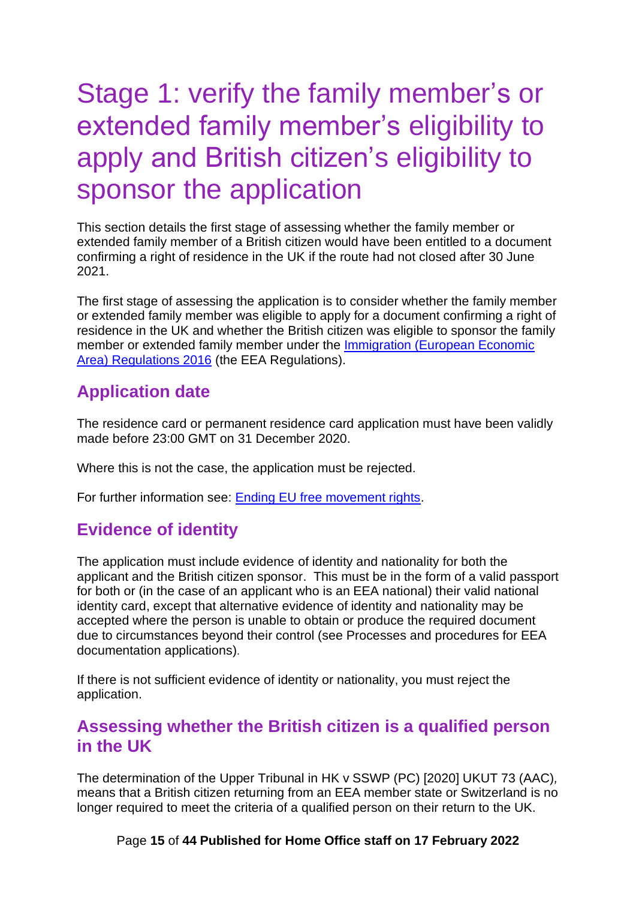# Stage 1: verify the family member's or extended family member's eligibility to apply and British citizen's eligibility to sponsor the application

This section details the first stage of assessing whether the family member or extended family member of a British citizen would have been entitled to a document confirming a right of residence in the UK if the route had not closed after 30 June 2021.

The first stage of assessing the application is to consider whether the family member or extended family member was eligible to apply for a document confirming a right of residence in the UK and whether the British citizen was eligible to sponsor the family member or extended family member under the [Immigration (European Economic Area) Regulations 2016](https://www.legislation.gov.uk/uksi/2016/1052/contents/made) (the EEA Regulations).

## Application date

The residence card or permanent residence card application must have been validly made before 23:00 GMT on 31 December 2020.

Where this is not the case, the application must be rejected.

For further information see: [Ending EU free movement rights](#).

## Evidence of identity

The application must include evidence of identity and nationality for both the applicant and the British citizen sponsor. This must be in the form of a valid passport for both or (in the case of an applicant who is an EEA national) their valid national identity card, except that alternative evidence of identity and nationality may be accepted where the person is unable to obtain or produce the required document due to circumstances beyond their control (see Processes and procedures for EEA documentation applications).

If there is not sufficient evidence of identity or nationality, you must reject the application.

## Assessing whether the British citizen is a qualified person in the UK

The determination of the Upper Tribunal in HK v SSWP (PC) [2020] UKUT 73 (AAC), means that a British citizen returning from an EEA member state or Switzerland is no longer required to meet the criteria of a qualified person on their return to the UK.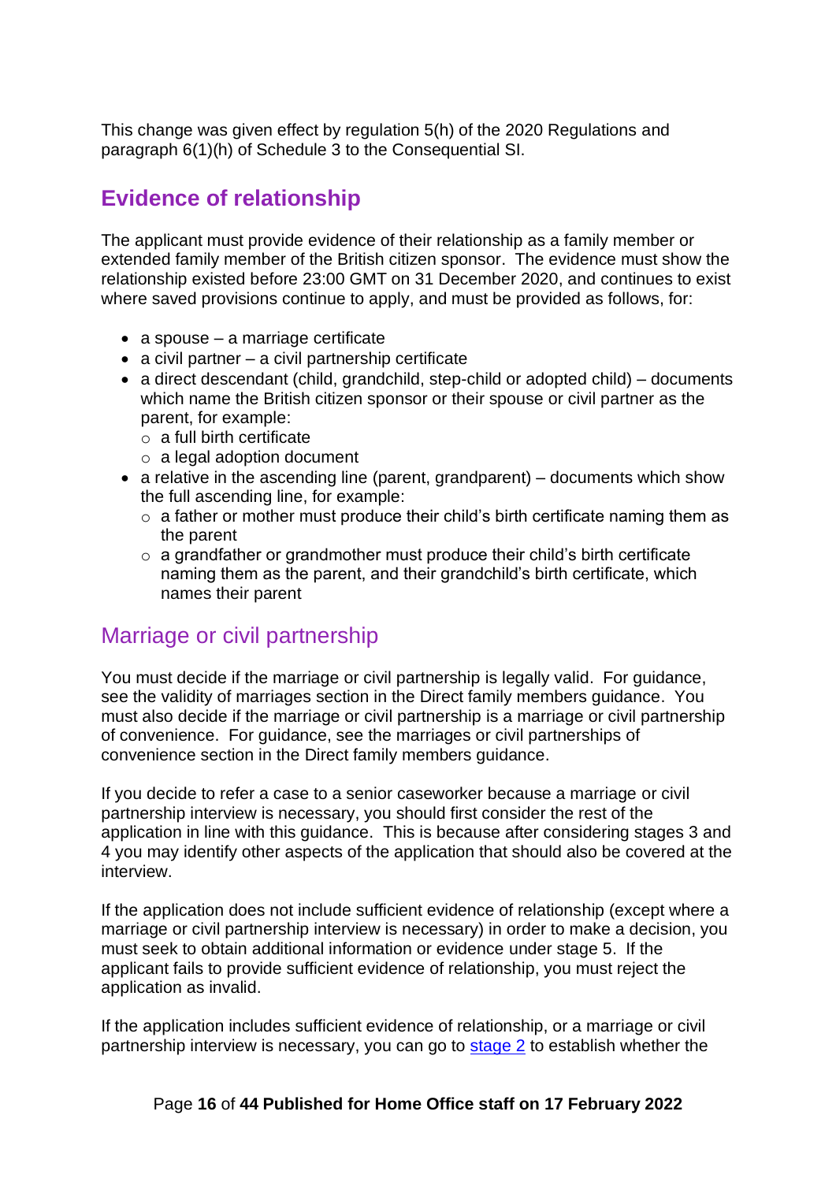This change was given effect by regulation 5(h) of the 2020 Regulations and paragraph 6(1)(h) of Schedule 3 to the Consequential SI.

## Evidence of relationship

The applicant must provide evidence of their relationship as a family member or extended family member of the British citizen sponsor. The evidence must show the relationship existed before 23:00 GMT on 31 December 2020, and continues to exist where saved provisions continue to apply, and must be provided as follows, for:

- a spouse – a marriage certificate
- a civil partner – a civil partnership certificate
- a direct descendant (child, grandchild, step-child or adopted child) – documents which name the British citizen sponsor or their spouse or civil partner as the parent, for example:
  - a full birth certificate
  - a legal adoption document
- a relative in the ascending line (parent, grandparent) – documents which show the full ascending line, for example:
  - a father or mother must produce their child's birth certificate naming them as the parent
  - a grandfather or grandmother must produce their child's birth certificate naming them as the parent, and their grandchild's birth certificate, which names their parent

### Marriage or civil partnership

You must decide if the marriage or civil partnership is legally valid. For guidance, see the validity of marriages section in the Direct family members guidance. You must also decide if the marriage or civil partnership is a marriage or civil partnership of convenience. For guidance, see the marriages or civil partnerships of convenience section in the Direct family members guidance.

If you decide to refer a case to a senior caseworker because a marriage or civil partnership interview is necessary, you should first consider the rest of the application in line with this guidance. This is because after considering stages 3 and 4 you may identify other aspects of the application that should also be covered at the interview.

If the application does not include sufficient evidence of relationship (except where a marriage or civil partnership interview is necessary) in order to make a decision, you must seek to obtain additional information or evidence under stage 5. If the applicant fails to provide sufficient evidence of relationship, you must reject the application as invalid.

If the application includes sufficient evidence of relationship, or a marriage or civil partnership interview is necessary, you can go to stage 2 to establish whether the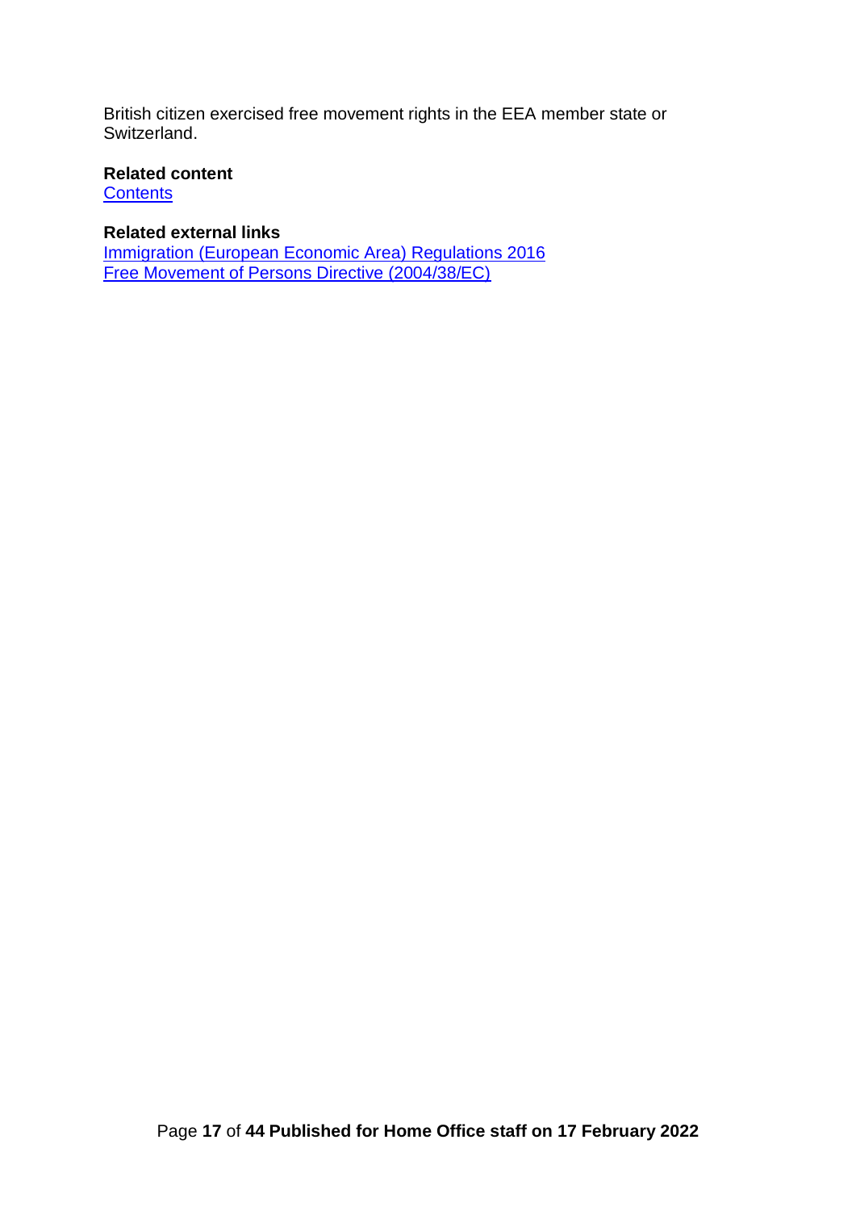British citizen exercised free movement rights in the EEA member state or Switzerland.

**Related content**
[Contents]

**Related external links**
[Immigration (European Economic Area) Regulations 2016]
[Free Movement of Persons Directive (2004/38/EC)]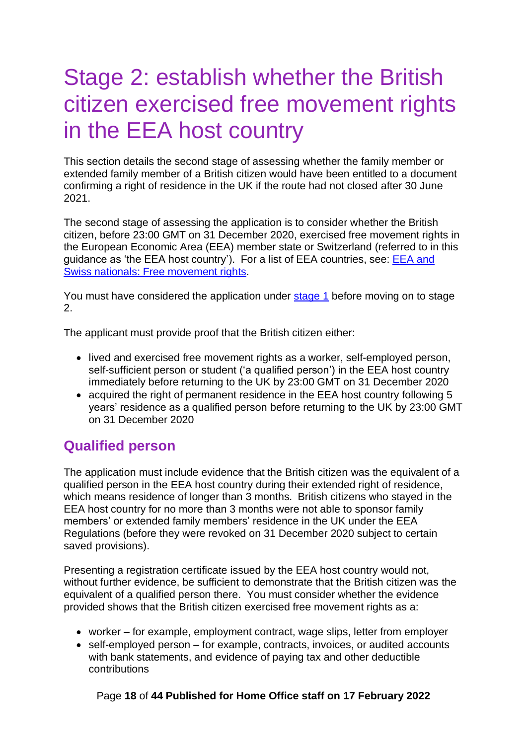# Stage 2: establish whether the British citizen exercised free movement rights in the EEA host country

This section details the second stage of assessing whether the family member or extended family member of a British citizen would have been entitled to a document confirming a right of residence in the UK if the route had not closed after 30 June 2021.

The second stage of assessing the application is to consider whether the British citizen, before 23:00 GMT on 31 December 2020, exercised free movement rights in the European Economic Area (EEA) member state or Switzerland (referred to in this guidance as 'the EEA host country'). For a list of EEA countries, see: [EEA and Swiss nationals: Free movement rights](#).

You must have considered the application under [stage 1](#) before moving on to stage 2.

The applicant must provide proof that the British citizen either:

- lived and exercised free movement rights as a worker, self-employed person, self-sufficient person or student ('a qualified person') in the EEA host country immediately before returning to the UK by 23:00 GMT on 31 December 2020
- acquired the right of permanent residence in the EEA host country following 5 years' residence as a qualified person before returning to the UK by 23:00 GMT on 31 December 2020

## Qualified person

The application must include evidence that the British citizen was the equivalent of a qualified person in the EEA host country during their extended right of residence, which means residence of longer than 3 months. British citizens who stayed in the EEA host country for no more than 3 months were not able to sponsor family members' or extended family members' residence in the UK under the EEA Regulations (before they were revoked on 31 December 2020 subject to certain saved provisions).

Presenting a registration certificate issued by the EEA host country would not, without further evidence, be sufficient to demonstrate that the British citizen was the equivalent of a qualified person there. You must consider whether the evidence provided shows that the British citizen exercised free movement rights as a:

- worker – for example, employment contract, wage slips, letter from employer
- self-employed person – for example, contracts, invoices, or audited accounts with bank statements, and evidence of paying tax and other deductible contributions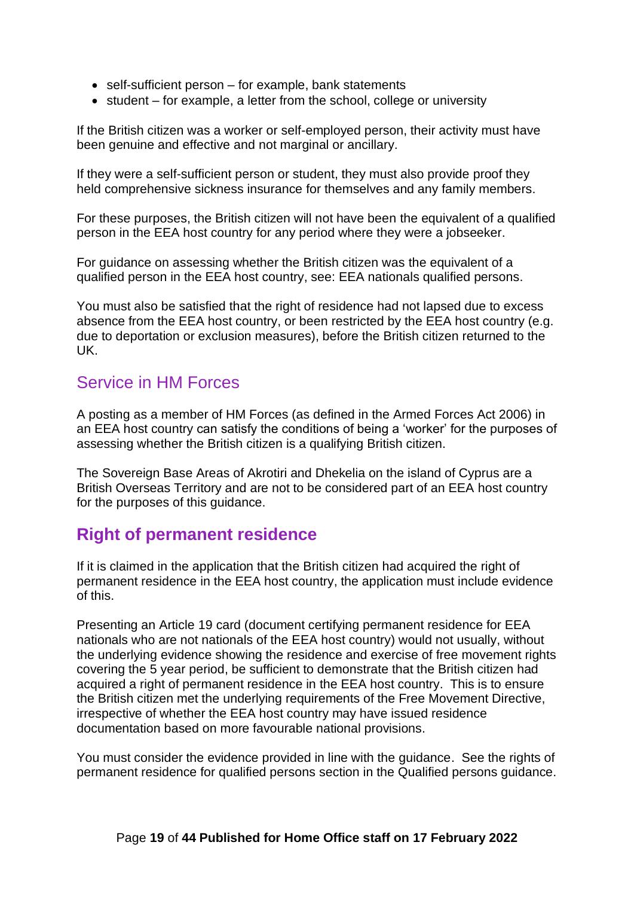- self-sufficient person – for example, bank statements
- student – for example, a letter from the school, college or university

If the British citizen was a worker or self-employed person, their activity must have been genuine and effective and not marginal or ancillary.

If they were a self-sufficient person or student, they must also provide proof they held comprehensive sickness insurance for themselves and any family members.

For these purposes, the British citizen will not have been the equivalent of a qualified person in the EEA host country for any period where they were a jobseeker.

For guidance on assessing whether the British citizen was the equivalent of a qualified person in the EEA host country, see: EEA nationals qualified persons.

You must also be satisfied that the right of residence had not lapsed due to excess absence from the EEA host country, or been restricted by the EEA host country (e.g. due to deportation or exclusion measures), before the British citizen returned to the UK.

### Service in HM Forces

A posting as a member of HM Forces (as defined in the Armed Forces Act 2006) in an EEA host country can satisfy the conditions of being a 'worker' for the purposes of assessing whether the British citizen is a qualifying British citizen.

The Sovereign Base Areas of Akrotiri and Dhekelia on the island of Cyprus are a British Overseas Territory and are not to be considered part of an EEA host country for the purposes of this guidance.

## Right of permanent residence

If it is claimed in the application that the British citizen had acquired the right of permanent residence in the EEA host country, the application must include evidence of this.

Presenting an Article 19 card (document certifying permanent residence for EEA nationals who are not nationals of the EEA host country) would not usually, without the underlying evidence showing the residence and exercise of free movement rights covering the 5 year period, be sufficient to demonstrate that the British citizen had acquired a right of permanent residence in the EEA host country. This is to ensure the British citizen met the underlying requirements of the Free Movement Directive, irrespective of whether the EEA host country may have issued residence documentation based on more favourable national provisions.

You must consider the evidence provided in line with the guidance. See the rights of permanent residence for qualified persons section in the Qualified persons guidance.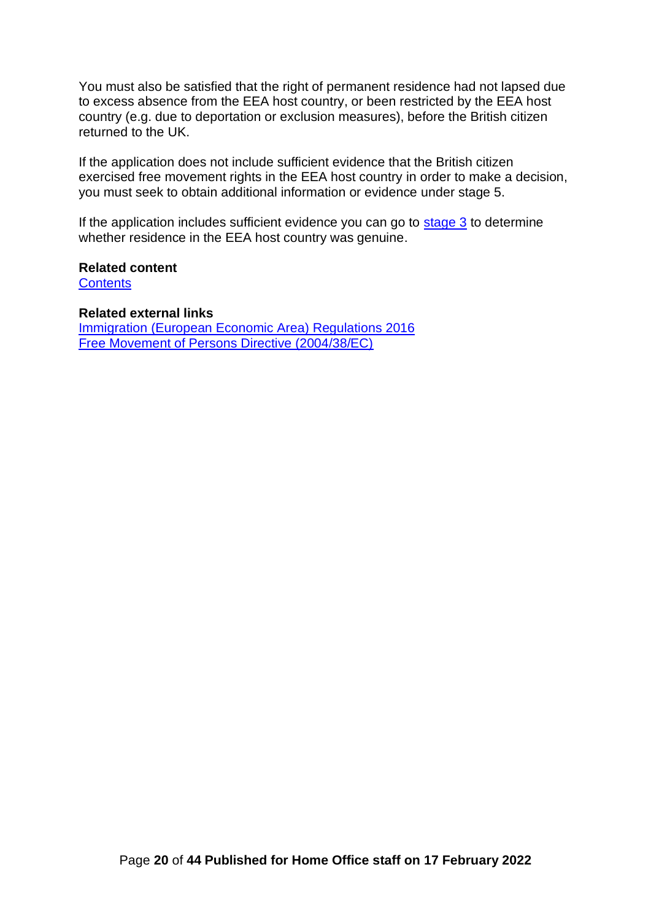You must also be satisfied that the right of permanent residence had not lapsed due to excess absence from the EEA host country, or been restricted by the EEA host country (e.g. due to deportation or exclusion measures), before the British citizen returned to the UK.

If the application does not include sufficient evidence that the British citizen exercised free movement rights in the EEA host country in order to make a decision, you must seek to obtain additional information or evidence under stage 5.

If the application includes sufficient evidence you can go to stage 3 to determine whether residence in the EEA host country was genuine.

**Related content**
Contents

**Related external links**
Immigration (European Economic Area) Regulations 2016
Free Movement of Persons Directive (2004/38/EC)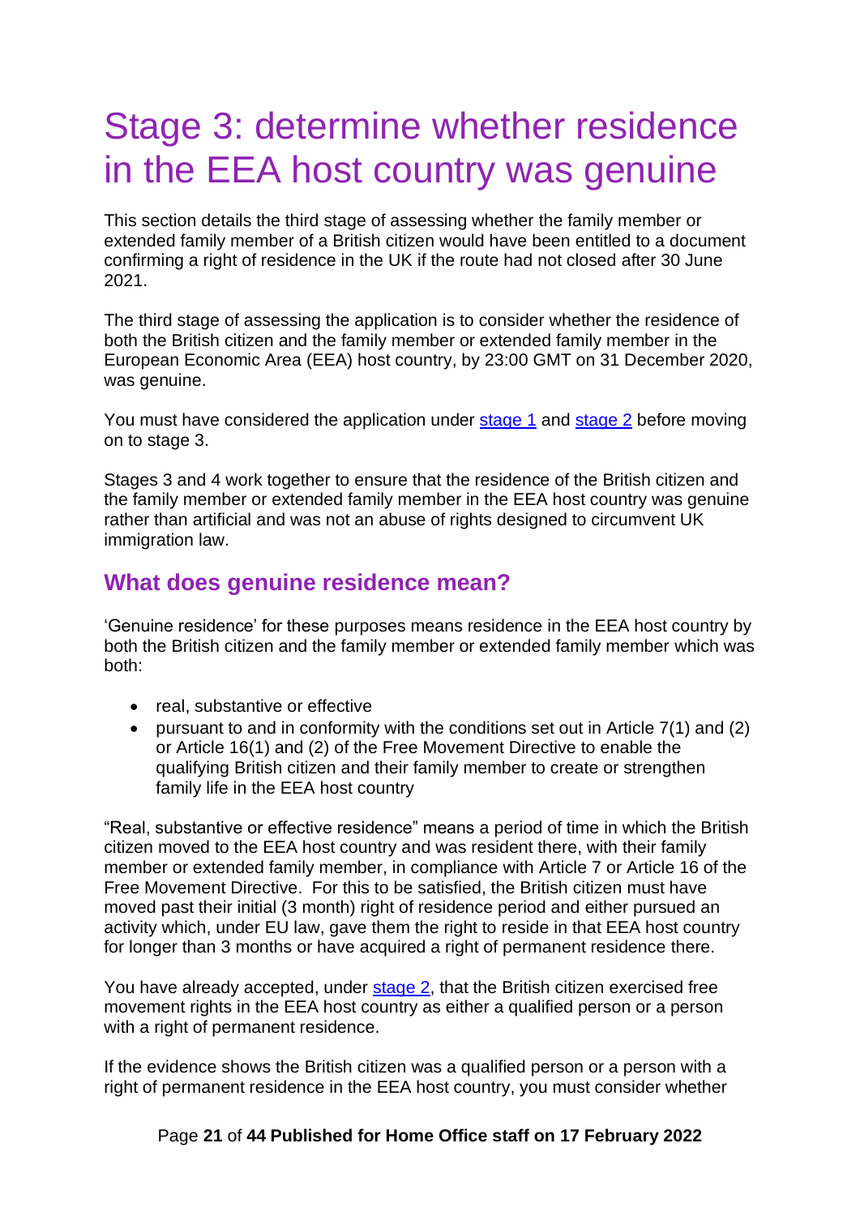# Stage 3: determine whether residence in the EEA host country was genuine

This section details the third stage of assessing whether the family member or extended family member of a British citizen would have been entitled to a document confirming a right of residence in the UK if the route had not closed after 30 June 2021.

The third stage of assessing the application is to consider whether the residence of both the British citizen and the family member or extended family member in the European Economic Area (EEA) host country, by 23:00 GMT on 31 December 2020, was genuine.

You must have considered the application under stage 1 and stage 2 before moving on to stage 3.

Stages 3 and 4 work together to ensure that the residence of the British citizen and the family member or extended family member in the EEA host country was genuine rather than artificial and was not an abuse of rights designed to circumvent UK immigration law.

## What does genuine residence mean?

'Genuine residence' for these purposes means residence in the EEA host country by both the British citizen and the family member or extended family member which was both:

- real, substantive or effective
- pursuant to and in conformity with the conditions set out in Article 7(1) and (2) or Article 16(1) and (2) of the Free Movement Directive to enable the qualifying British citizen and their family member to create or strengthen family life in the EEA host country

"Real, substantive or effective residence" means a period of time in which the British citizen moved to the EEA host country and was resident there, with their family member or extended family member, in compliance with Article 7 or Article 16 of the Free Movement Directive. For this to be satisfied, the British citizen must have moved past their initial (3 month) right of residence period and either pursued an activity which, under EU law, gave them the right to reside in that EEA host country for longer than 3 months or have acquired a right of permanent residence there.

You have already accepted, under stage 2, that the British citizen exercised free movement rights in the EEA host country as either a qualified person or a person with a right of permanent residence.

If the evidence shows the British citizen was a qualified person or a person with a right of permanent residence in the EEA host country, you must consider whether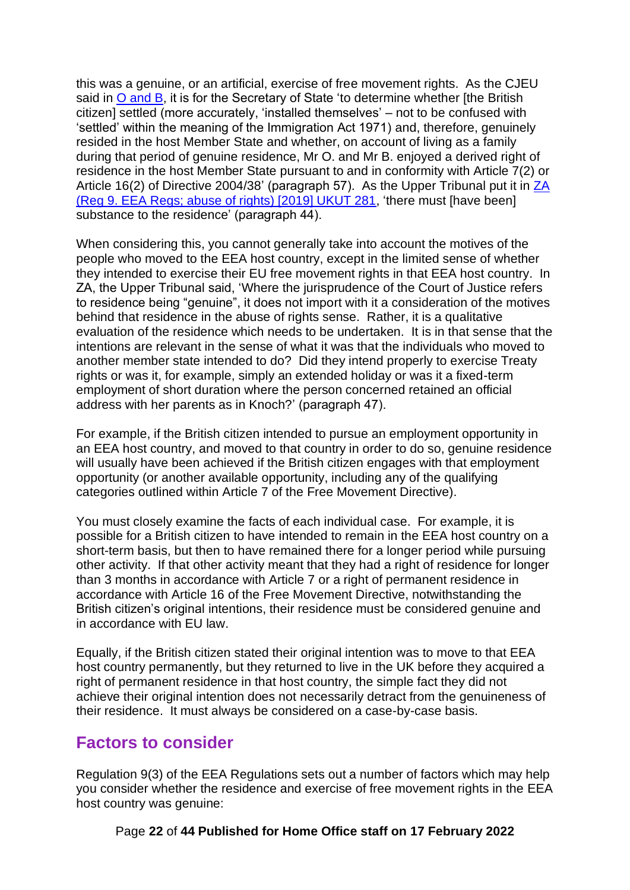this was a genuine, or an artificial, exercise of free movement rights. As the CJEU said in O and B, it is for the Secretary of State 'to determine whether [the British citizen] settled (more accurately, 'installed themselves' – not to be confused with 'settled' within the meaning of the Immigration Act 1971) and, therefore, genuinely resided in the host Member State and whether, on account of living as a family during that period of genuine residence, Mr O. and Mr B. enjoyed a derived right of residence in the host Member State pursuant to and in conformity with Article 7(2) or Article 16(2) of Directive 2004/38' (paragraph 57). As the Upper Tribunal put it in ZA (Reg 9. EEA Regs; abuse of rights) [2019] UKUT 281, 'there must [have been] substance to the residence' (paragraph 44).

When considering this, you cannot generally take into account the motives of the people who moved to the EEA host country, except in the limited sense of whether they intended to exercise their EU free movement rights in that EEA host country. In ZA, the Upper Tribunal said, 'Where the jurisprudence of the Court of Justice refers to residence being "genuine", it does not import with it a consideration of the motives behind that residence in the abuse of rights sense. Rather, it is a qualitative evaluation of the residence which needs to be undertaken. It is in that sense that the intentions are relevant in the sense of what it was that the individuals who moved to another member state intended to do? Did they intend properly to exercise Treaty rights or was it, for example, simply an extended holiday or was it a fixed-term employment of short duration where the person concerned retained an official address with her parents as in Knoch?' (paragraph 47).

For example, if the British citizen intended to pursue an employment opportunity in an EEA host country, and moved to that country in order to do so, genuine residence will usually have been achieved if the British citizen engages with that employment opportunity (or another available opportunity, including any of the qualifying categories outlined within Article 7 of the Free Movement Directive).

You must closely examine the facts of each individual case. For example, it is possible for a British citizen to have intended to remain in the EEA host country on a short-term basis, but then to have remained there for a longer period while pursuing other activity. If that other activity meant that they had a right of residence for longer than 3 months in accordance with Article 7 or a right of permanent residence in accordance with Article 16 of the Free Movement Directive, notwithstanding the British citizen's original intentions, their residence must be considered genuine and in accordance with EU law.

Equally, if the British citizen stated their original intention was to move to that EEA host country permanently, but they returned to live in the UK before they acquired a right of permanent residence in that host country, the simple fact they did not achieve their original intention does not necessarily detract from the genuineness of their residence. It must always be considered on a case-by-case basis.

## Factors to consider

Regulation 9(3) of the EEA Regulations sets out a number of factors which may help you consider whether the residence and exercise of free movement rights in the EEA host country was genuine: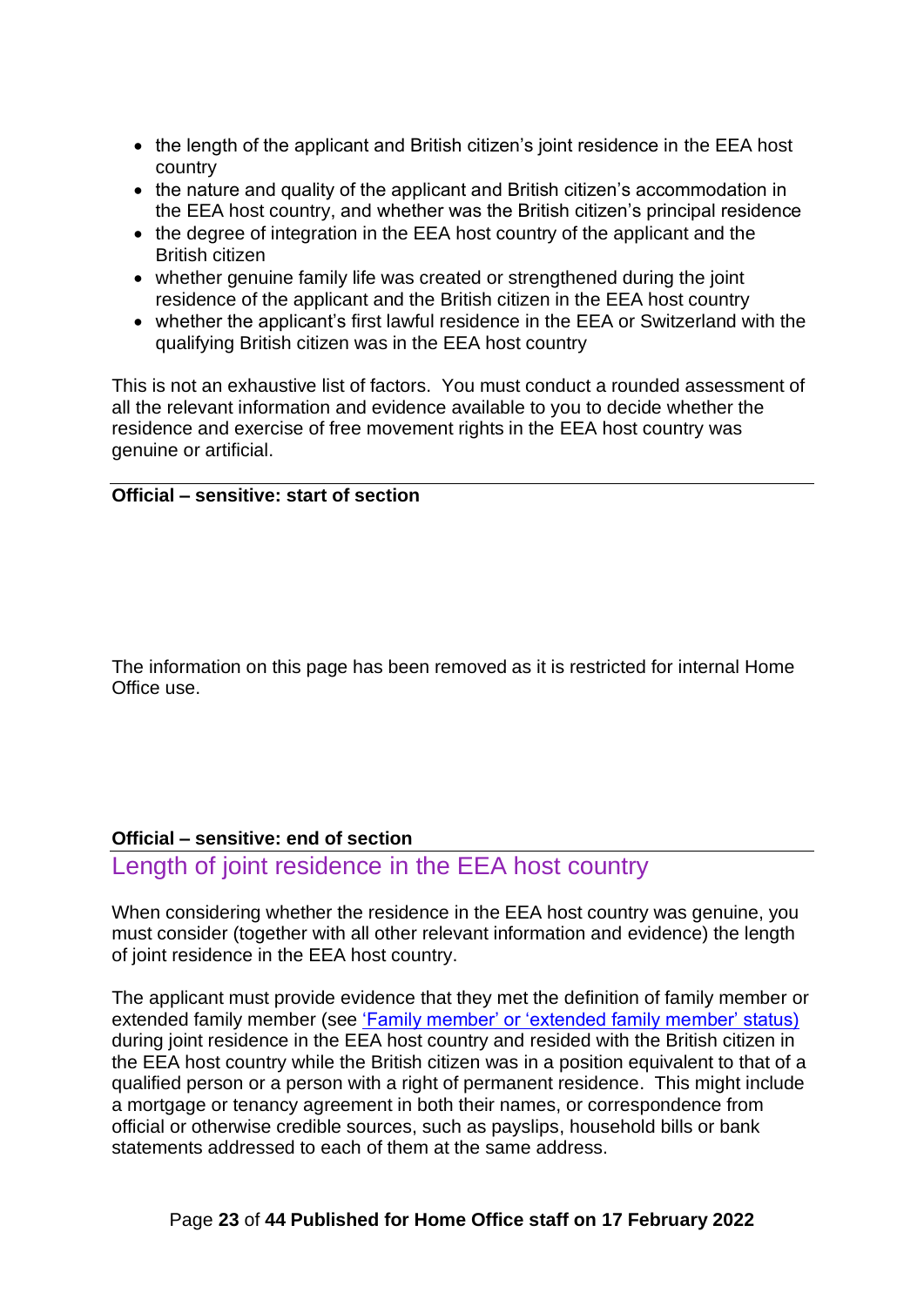- the length of the applicant and British citizen's joint residence in the EEA host country
- the nature and quality of the applicant and British citizen's accommodation in the EEA host country, and whether was the British citizen's principal residence
- the degree of integration in the EEA host country of the applicant and the British citizen
- whether genuine family life was created or strengthened during the joint residence of the applicant and the British citizen in the EEA host country
- whether the applicant's first lawful residence in the EEA or Switzerland with the qualifying British citizen was in the EEA host country

This is not an exhaustive list of factors. You must conduct a rounded assessment of all the relevant information and evidence available to you to decide whether the residence and exercise of free movement rights in the EEA host country was genuine or artificial.

**Official – sensitive: start of section**

The information on this page has been removed as it is restricted for internal Home Office use.

**Official – sensitive: end of section**

## Length of joint residence in the EEA host country

When considering whether the residence in the EEA host country was genuine, you must consider (together with all other relevant information and evidence) the length of joint residence in the EEA host country.

The applicant must provide evidence that they met the definition of family member or extended family member (see 'Family member' or 'extended family member' status) during joint residence in the EEA host country and resided with the British citizen in the EEA host country while the British citizen was in a position equivalent to that of a qualified person or a person with a right of permanent residence. This might include a mortgage or tenancy agreement in both their names, or correspondence from official or otherwise credible sources, such as payslips, household bills or bank statements addressed to each of them at the same address.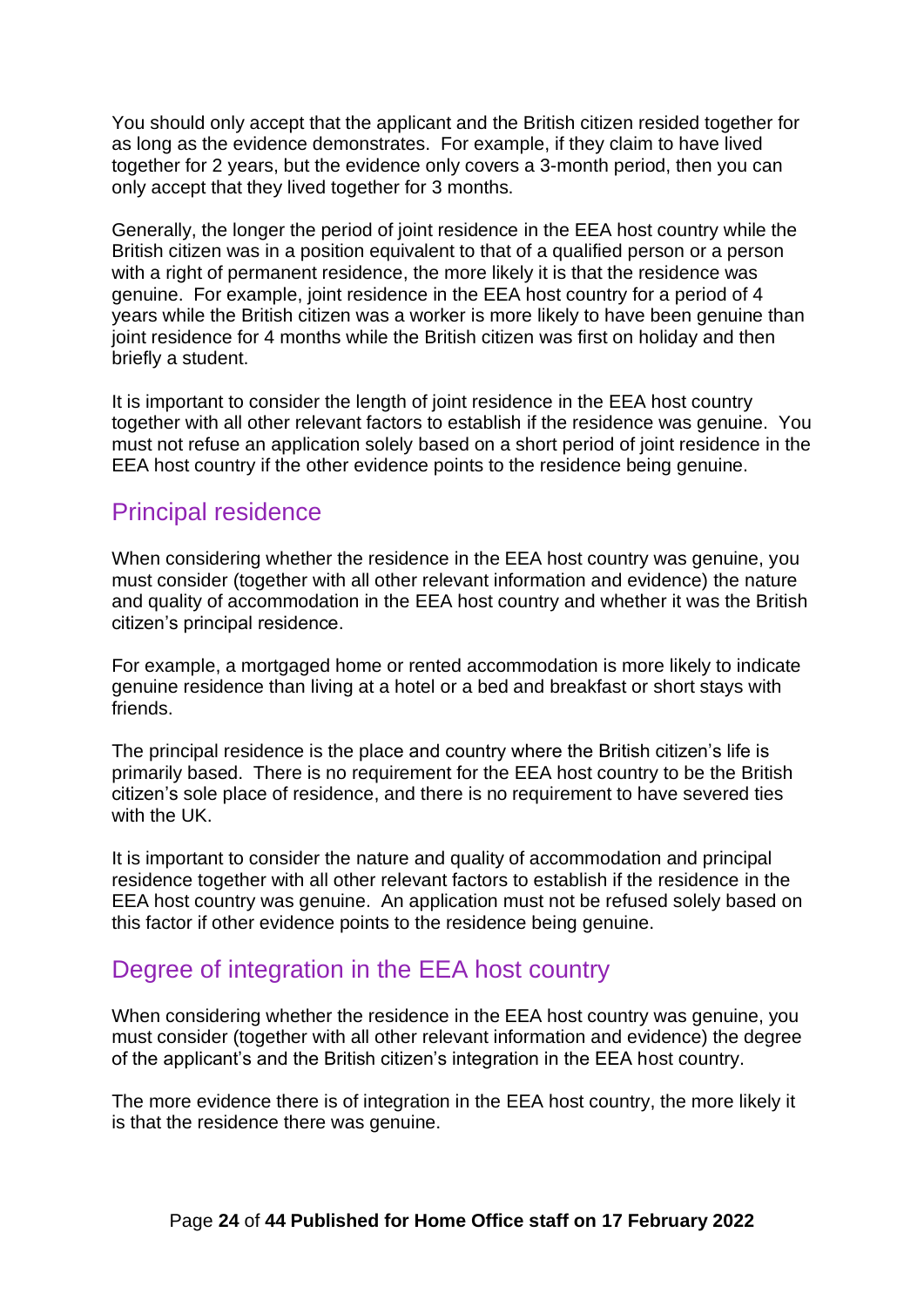You should only accept that the applicant and the British citizen resided together for as long as the evidence demonstrates. For example, if they claim to have lived together for 2 years, but the evidence only covers a 3-month period, then you can only accept that they lived together for 3 months.

Generally, the longer the period of joint residence in the EEA host country while the British citizen was in a position equivalent to that of a qualified person or a person with a right of permanent residence, the more likely it is that the residence was genuine. For example, joint residence in the EEA host country for a period of 4 years while the British citizen was a worker is more likely to have been genuine than joint residence for 4 months while the British citizen was first on holiday and then briefly a student.

It is important to consider the length of joint residence in the EEA host country together with all other relevant factors to establish if the residence was genuine. You must not refuse an application solely based on a short period of joint residence in the EEA host country if the other evidence points to the residence being genuine.

## Principal residence

When considering whether the residence in the EEA host country was genuine, you must consider (together with all other relevant information and evidence) the nature and quality of accommodation in the EEA host country and whether it was the British citizen's principal residence.

For example, a mortgaged home or rented accommodation is more likely to indicate genuine residence than living at a hotel or a bed and breakfast or short stays with friends.

The principal residence is the place and country where the British citizen's life is primarily based. There is no requirement for the EEA host country to be the British citizen's sole place of residence, and there is no requirement to have severed ties with the UK.

It is important to consider the nature and quality of accommodation and principal residence together with all other relevant factors to establish if the residence in the EEA host country was genuine. An application must not be refused solely based on this factor if other evidence points to the residence being genuine.

## Degree of integration in the EEA host country

When considering whether the residence in the EEA host country was genuine, you must consider (together with all other relevant information and evidence) the degree of the applicant's and the British citizen's integration in the EEA host country.

The more evidence there is of integration in the EEA host country, the more likely it is that the residence there was genuine.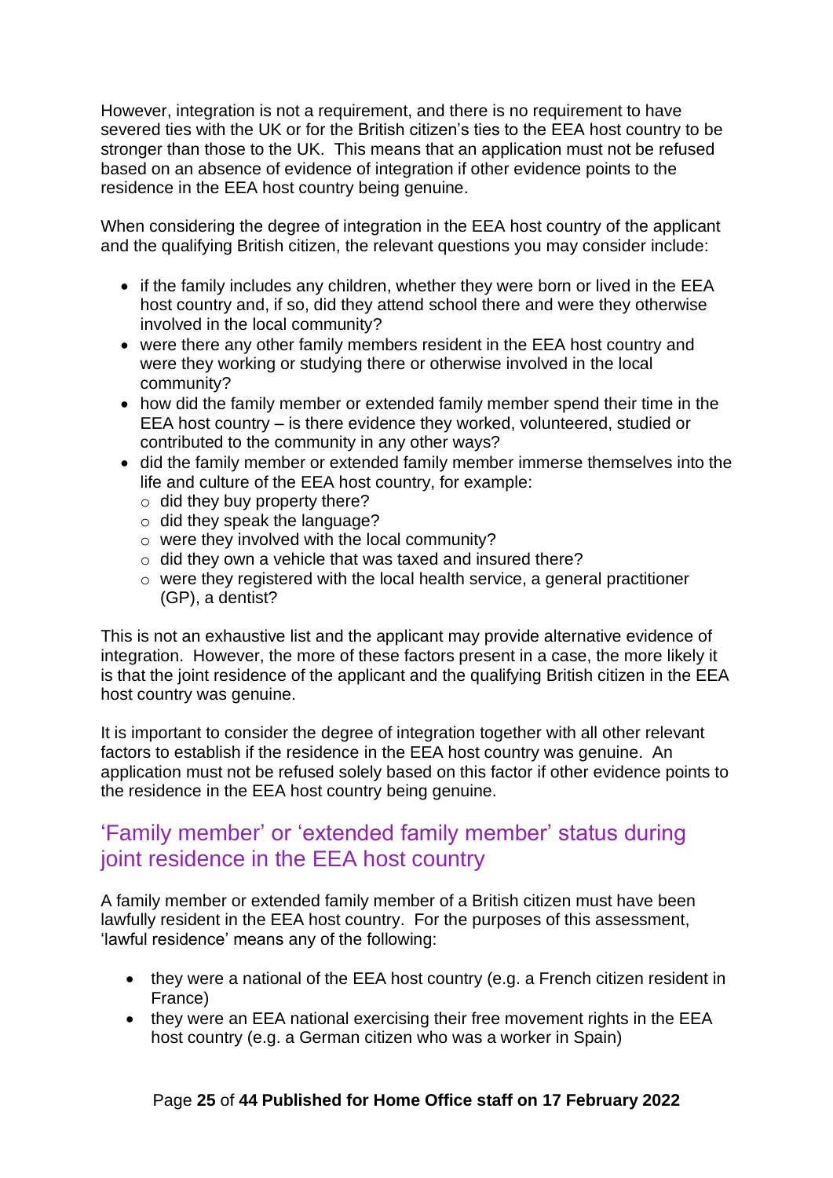However, integration is not a requirement, and there is no requirement to have severed ties with the UK or for the British citizen's ties to the EEA host country to be stronger than those to the UK. This means that an application must not be refused based on an absence of evidence of integration if other evidence points to the residence in the EEA host country being genuine.

When considering the degree of integration in the EEA host country of the applicant and the qualifying British citizen, the relevant questions you may consider include:

- if the family includes any children, whether they were born or lived in the EEA host country and, if so, did they attend school there and were they otherwise involved in the local community?
- were there any other family members resident in the EEA host country and were they working or studying there or otherwise involved in the local community?
- how did the family member or extended family member spend their time in the EEA host country – is there evidence they worked, volunteered, studied or contributed to the community in any other ways?
- did the family member or extended family member immerse themselves into the life and culture of the EEA host country, for example:
  - did they buy property there?
  - did they speak the language?
  - were they involved with the local community?
  - did they own a vehicle that was taxed and insured there?
  - were they registered with the local health service, a general practitioner (GP), a dentist?

This is not an exhaustive list and the applicant may provide alternative evidence of integration. However, the more of these factors present in a case, the more likely it is that the joint residence of the applicant and the qualifying British citizen in the EEA host country was genuine.

It is important to consider the degree of integration together with all other relevant factors to establish if the residence in the EEA host country was genuine. An application must not be refused solely based on this factor if other evidence points to the residence in the EEA host country being genuine.

## 'Family member' or 'extended family member' status during joint residence in the EEA host country

A family member or extended family member of a British citizen must have been lawfully resident in the EEA host country. For the purposes of this assessment, 'lawful residence' means any of the following:

- they were a national of the EEA host country (e.g. a French citizen resident in France)
- they were an EEA national exercising their free movement rights in the EEA host country (e.g. a German citizen who was a worker in Spain)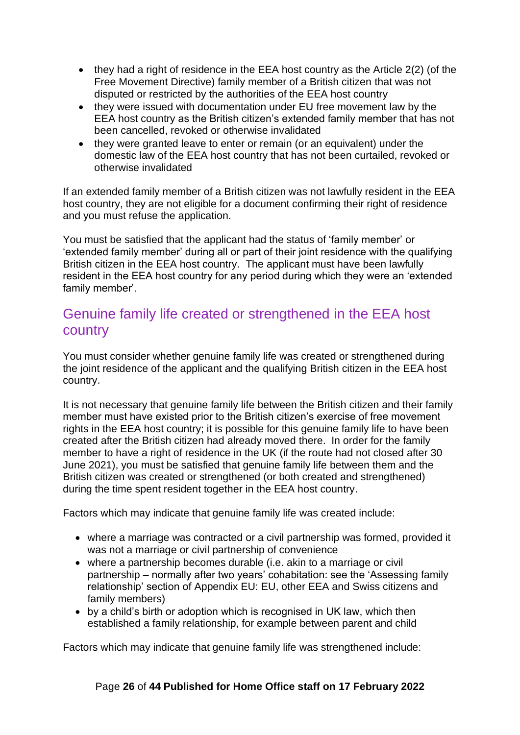- they had a right of residence in the EEA host country as the Article 2(2) (of the Free Movement Directive) family member of a British citizen that was not disputed or restricted by the authorities of the EEA host country
- they were issued with documentation under EU free movement law by the EEA host country as the British citizen's extended family member that has not been cancelled, revoked or otherwise invalidated
- they were granted leave to enter or remain (or an equivalent) under the domestic law of the EEA host country that has not been curtailed, revoked or otherwise invalidated

If an extended family member of a British citizen was not lawfully resident in the EEA host country, they are not eligible for a document confirming their right of residence and you must refuse the application.

You must be satisfied that the applicant had the status of 'family member' or 'extended family member' during all or part of their joint residence with the qualifying British citizen in the EEA host country. The applicant must have been lawfully resident in the EEA host country for any period during which they were an 'extended family member'.

## Genuine family life created or strengthened in the EEA host country

You must consider whether genuine family life was created or strengthened during the joint residence of the applicant and the qualifying British citizen in the EEA host country.

It is not necessary that genuine family life between the British citizen and their family member must have existed prior to the British citizen's exercise of free movement rights in the EEA host country; it is possible for this genuine family life to have been created after the British citizen had already moved there. In order for the family member to have a right of residence in the UK (if the route had not closed after 30 June 2021), you must be satisfied that genuine family life between them and the British citizen was created or strengthened (or both created and strengthened) during the time spent resident together in the EEA host country.

Factors which may indicate that genuine family life was created include:

- where a marriage was contracted or a civil partnership was formed, provided it was not a marriage or civil partnership of convenience
- where a partnership becomes durable (i.e. akin to a marriage or civil partnership – normally after two years' cohabitation: see the 'Assessing family relationship' section of Appendix EU: EU, other EEA and Swiss citizens and family members)
- by a child's birth or adoption which is recognised in UK law, which then established a family relationship, for example between parent and child

Factors which may indicate that genuine family life was strengthened include: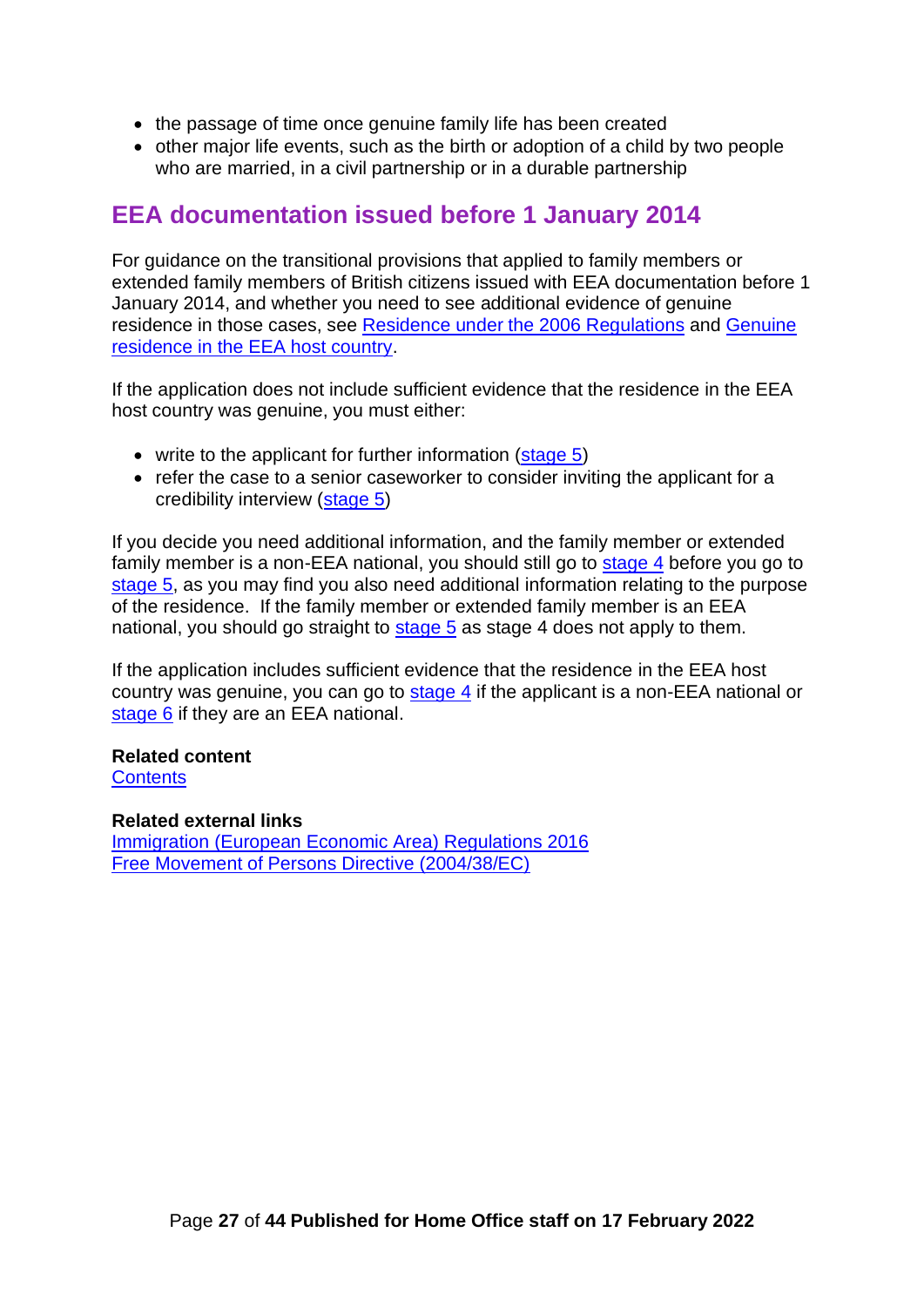- the passage of time once genuine family life has been created
- other major life events, such as the birth or adoption of a child by two people who are married, in a civil partnership or in a durable partnership

## EEA documentation issued before 1 January 2014

For guidance on the transitional provisions that applied to family members or extended family members of British citizens issued with EEA documentation before 1 January 2014, and whether you need to see additional evidence of genuine residence in those cases, see Residence under the 2006 Regulations and Genuine residence in the EEA host country.

If the application does not include sufficient evidence that the residence in the EEA host country was genuine, you must either:

- write to the applicant for further information (stage 5)
- refer the case to a senior caseworker to consider inviting the applicant for a credibility interview (stage 5)

If you decide you need additional information, and the family member or extended family member is a non-EEA national, you should still go to stage 4 before you go to stage 5, as you may find you also need additional information relating to the purpose of the residence. If the family member or extended family member is an EEA national, you should go straight to stage 5 as stage 4 does not apply to them.

If the application includes sufficient evidence that the residence in the EEA host country was genuine, you can go to stage 4 if the applicant is a non-EEA national or stage 6 if they are an EEA national.

**Related content**
Contents

**Related external links**
Immigration (European Economic Area) Regulations 2016
Free Movement of Persons Directive (2004/38/EC)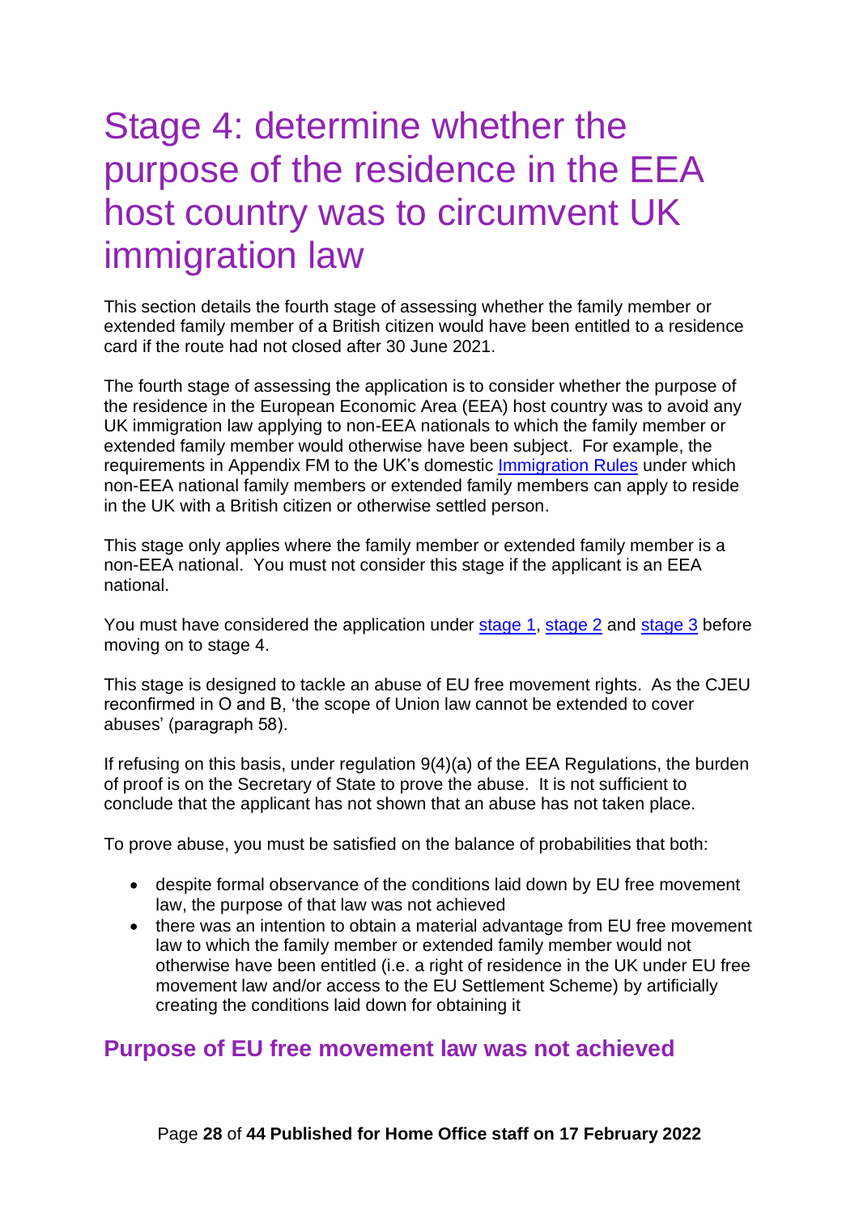# Stage 4: determine whether the purpose of the residence in the EEA host country was to circumvent UK immigration law

This section details the fourth stage of assessing whether the family member or extended family member of a British citizen would have been entitled to a residence card if the route had not closed after 30 June 2021.

The fourth stage of assessing the application is to consider whether the purpose of the residence in the European Economic Area (EEA) host country was to avoid any UK immigration law applying to non-EEA nationals to which the family member or extended family member would otherwise have been subject. For example, the requirements in Appendix FM to the UK's domestic Immigration Rules under which non-EEA national family members or extended family members can apply to reside in the UK with a British citizen or otherwise settled person.

This stage only applies where the family member or extended family member is a non-EEA national. You must not consider this stage if the applicant is an EEA national.

You must have considered the application under stage 1, stage 2 and stage 3 before moving on to stage 4.

This stage is designed to tackle an abuse of EU free movement rights. As the CJEU reconfirmed in O and B, 'the scope of Union law cannot be extended to cover abuses' (paragraph 58).

If refusing on this basis, under regulation 9(4)(a) of the EEA Regulations, the burden of proof is on the Secretary of State to prove the abuse. It is not sufficient to conclude that the applicant has not shown that an abuse has not taken place.

To prove abuse, you must be satisfied on the balance of probabilities that both:

- despite formal observance of the conditions laid down by EU free movement law, the purpose of that law was not achieved
- there was an intention to obtain a material advantage from EU free movement law to which the family member or extended family member would not otherwise have been entitled (i.e. a right of residence in the UK under EU free movement law and/or access to the EU Settlement Scheme) by artificially creating the conditions laid down for obtaining it

## Purpose of EU free movement law was not achieved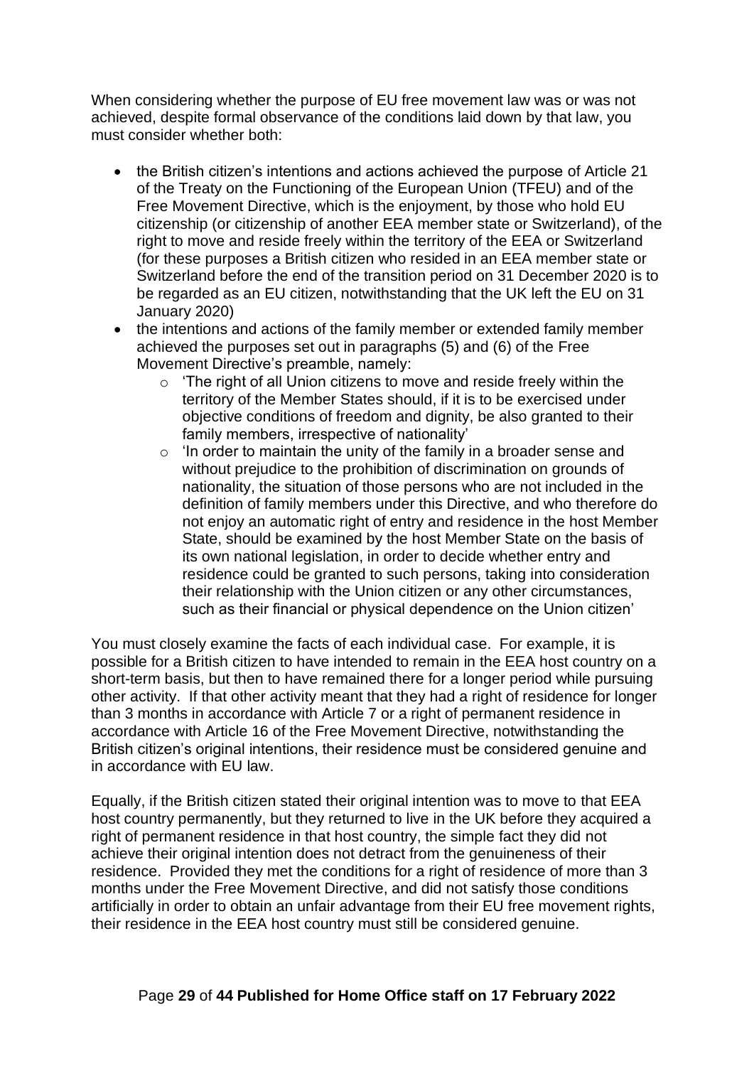When considering whether the purpose of EU free movement law was or was not achieved, despite formal observance of the conditions laid down by that law, you must consider whether both:

- the British citizen's intentions and actions achieved the purpose of Article 21 of the Treaty on the Functioning of the European Union (TFEU) and of the Free Movement Directive, which is the enjoyment, by those who hold EU citizenship (or citizenship of another EEA member state or Switzerland), of the right to move and reside freely within the territory of the EEA or Switzerland (for these purposes a British citizen who resided in an EEA member state or Switzerland before the end of the transition period on 31 December 2020 is to be regarded as an EU citizen, notwithstanding that the UK left the EU on 31 January 2020)
- the intentions and actions of the family member or extended family member achieved the purposes set out in paragraphs (5) and (6) of the Free Movement Directive's preamble, namely:
  - 'The right of all Union citizens to move and reside freely within the territory of the Member States should, if it is to be exercised under objective conditions of freedom and dignity, be also granted to their family members, irrespective of nationality'
  - 'In order to maintain the unity of the family in a broader sense and without prejudice to the prohibition of discrimination on grounds of nationality, the situation of those persons who are not included in the definition of family members under this Directive, and who therefore do not enjoy an automatic right of entry and residence in the host Member State, should be examined by the host Member State on the basis of its own national legislation, in order to decide whether entry and residence could be granted to such persons, taking into consideration their relationship with the Union citizen or any other circumstances, such as their financial or physical dependence on the Union citizen'

You must closely examine the facts of each individual case. For example, it is possible for a British citizen to have intended to remain in the EEA host country on a short-term basis, but then to have remained there for a longer period while pursuing other activity. If that other activity meant that they had a right of residence for longer than 3 months in accordance with Article 7 or a right of permanent residence in accordance with Article 16 of the Free Movement Directive, notwithstanding the British citizen's original intentions, their residence must be considered genuine and in accordance with EU law.

Equally, if the British citizen stated their original intention was to move to that EEA host country permanently, but they returned to live in the UK before they acquired a right of permanent residence in that host country, the simple fact they did not achieve their original intention does not detract from the genuineness of their residence. Provided they met the conditions for a right of residence of more than 3 months under the Free Movement Directive, and did not satisfy those conditions artificially in order to obtain an unfair advantage from their EU free movement rights, their residence in the EEA host country must still be considered genuine.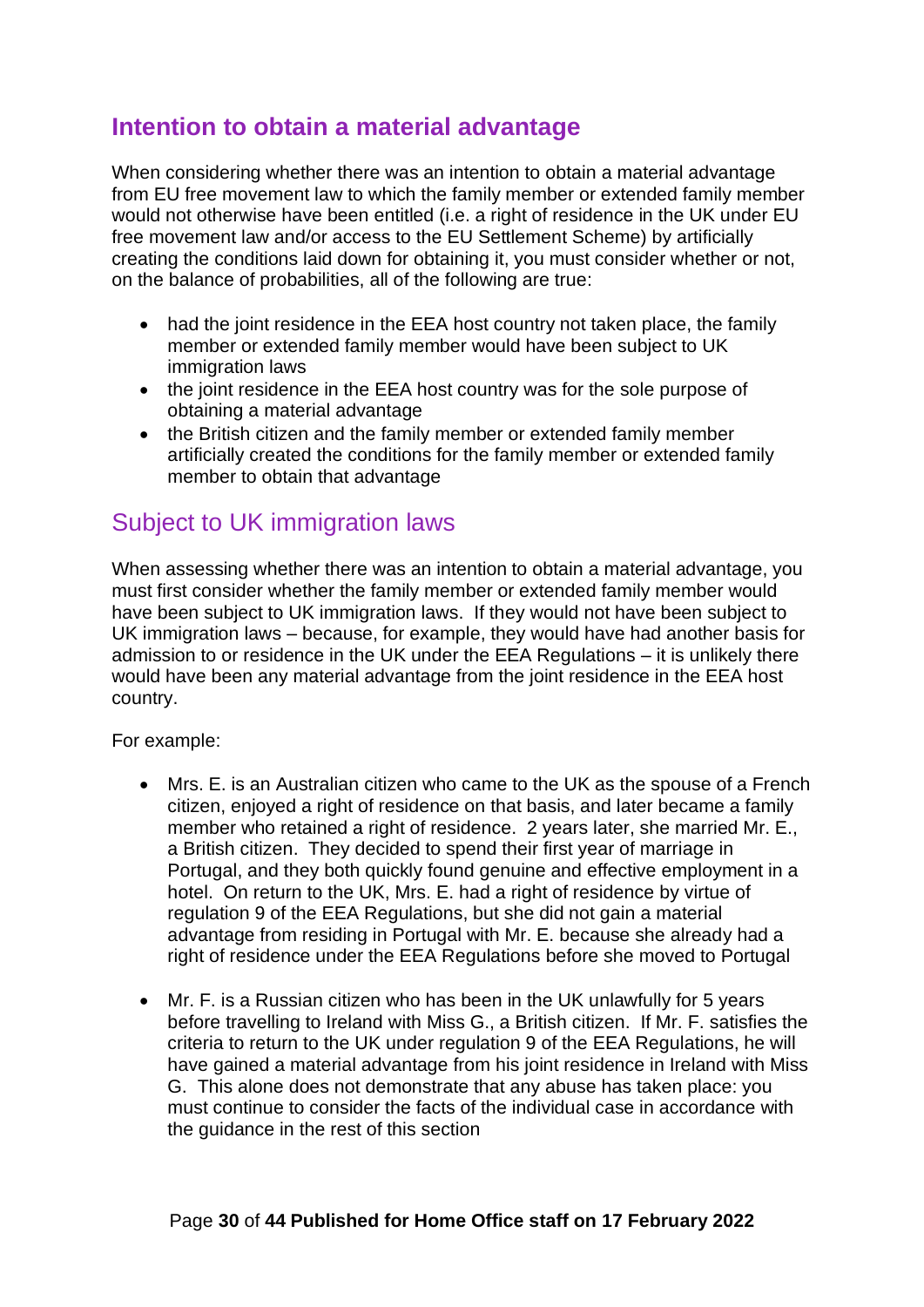## Intention to obtain a material advantage

When considering whether there was an intention to obtain a material advantage from EU free movement law to which the family member or extended family member would not otherwise have been entitled (i.e. a right of residence in the UK under EU free movement law and/or access to the EU Settlement Scheme) by artificially creating the conditions laid down for obtaining it, you must consider whether or not, on the balance of probabilities, all of the following are true:

- had the joint residence in the EEA host country not taken place, the family member or extended family member would have been subject to UK immigration laws
- the joint residence in the EEA host country was for the sole purpose of obtaining a material advantage
- the British citizen and the family member or extended family member artificially created the conditions for the family member or extended family member to obtain that advantage

### Subject to UK immigration laws

When assessing whether there was an intention to obtain a material advantage, you must first consider whether the family member or extended family member would have been subject to UK immigration laws. If they would not have been subject to UK immigration laws – because, for example, they would have had another basis for admission to or residence in the UK under the EEA Regulations – it is unlikely there would have been any material advantage from the joint residence in the EEA host country.

For example:

- Mrs. E. is an Australian citizen who came to the UK as the spouse of a French citizen, enjoyed a right of residence on that basis, and later became a family member who retained a right of residence. 2 years later, she married Mr. E., a British citizen. They decided to spend their first year of marriage in Portugal, and they both quickly found genuine and effective employment in a hotel. On return to the UK, Mrs. E. had a right of residence by virtue of regulation 9 of the EEA Regulations, but she did not gain a material advantage from residing in Portugal with Mr. E. because she already had a right of residence under the EEA Regulations before she moved to Portugal

- Mr. F. is a Russian citizen who has been in the UK unlawfully for 5 years before travelling to Ireland with Miss G., a British citizen. If Mr. F. satisfies the criteria to return to the UK under regulation 9 of the EEA Regulations, he will have gained a material advantage from his joint residence in Ireland with Miss G. This alone does not demonstrate that any abuse has taken place: you must continue to consider the facts of the individual case in accordance with the guidance in the rest of this section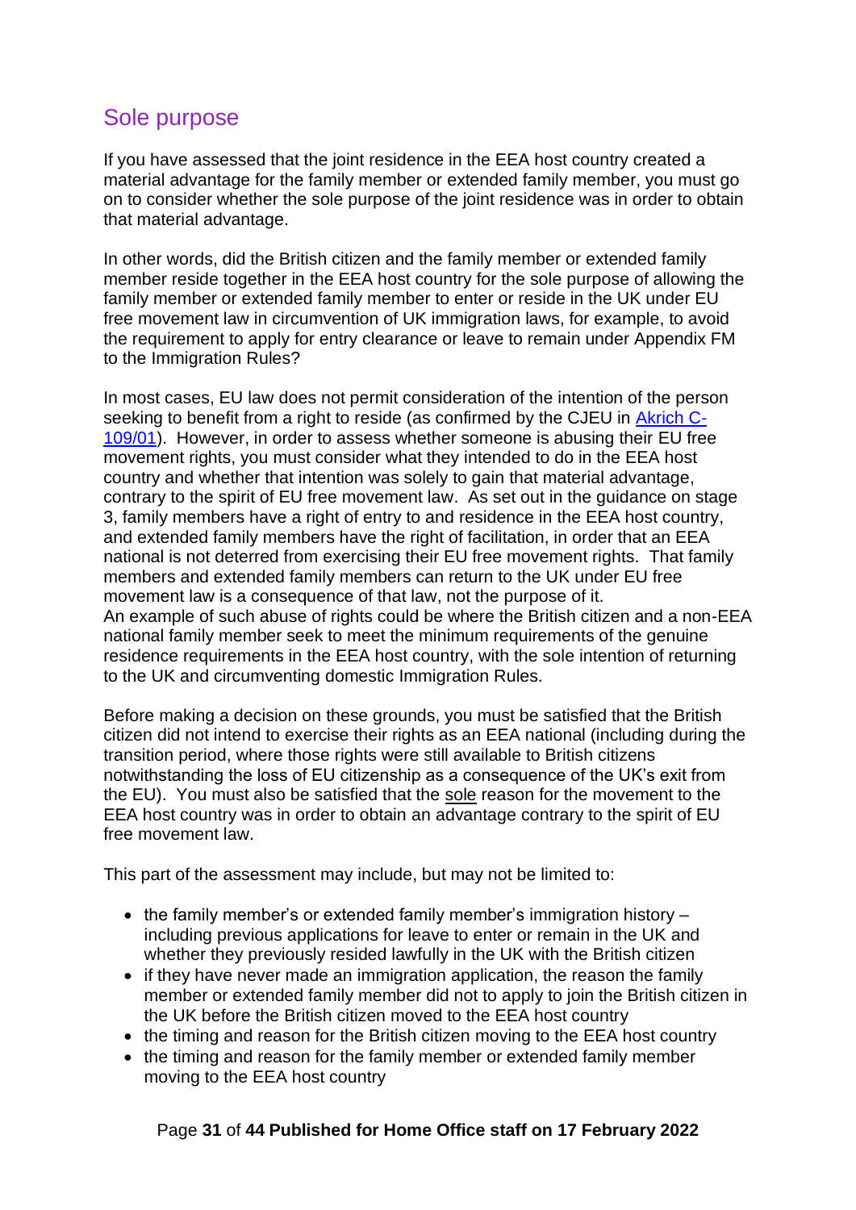## Sole purpose

If you have assessed that the joint residence in the EEA host country created a material advantage for the family member or extended family member, you must go on to consider whether the sole purpose of the joint residence was in order to obtain that material advantage.

In other words, did the British citizen and the family member or extended family member reside together in the EEA host country for the sole purpose of allowing the family member or extended family member to enter or reside in the UK under EU free movement law in circumvention of UK immigration laws, for example, to avoid the requirement to apply for entry clearance or leave to remain under Appendix FM to the Immigration Rules?

In most cases, EU law does not permit consideration of the intention of the person seeking to benefit from a right to reside (as confirmed by the CJEU in [Akrich C-109/01]). However, in order to assess whether someone is abusing their EU free movement rights, you must consider what they intended to do in the EEA host country and whether that intention was solely to gain that material advantage, contrary to the spirit of EU free movement law. As set out in the guidance on stage 3, family members have a right of entry to and residence in the EEA host country, and extended family members have the right of facilitation, in order that an EEA national is not deterred from exercising their EU free movement rights. That family members and extended family members can return to the UK under EU free movement law is a consequence of that law, not the purpose of it.
An example of such abuse of rights could be where the British citizen and a non-EEA national family member seek to meet the minimum requirements of the genuine residence requirements in the EEA host country, with the sole intention of returning to the UK and circumventing domestic Immigration Rules.

Before making a decision on these grounds, you must be satisfied that the British citizen did not intend to exercise their rights as an EEA national (including during the transition period, where those rights were still available to British citizens notwithstanding the loss of EU citizenship as a consequence of the UK's exit from the EU). You must also be satisfied that the sole reason for the movement to the EEA host country was in order to obtain an advantage contrary to the spirit of EU free movement law.

This part of the assessment may include, but may not be limited to:

- the family member's or extended family member's immigration history – including previous applications for leave to enter or remain in the UK and whether they previously resided lawfully in the UK with the British citizen
- if they have never made an immigration application, the reason the family member or extended family member did not to apply to join the British citizen in the UK before the British citizen moved to the EEA host country
- the timing and reason for the British citizen moving to the EEA host country
- the timing and reason for the family member or extended family member moving to the EEA host country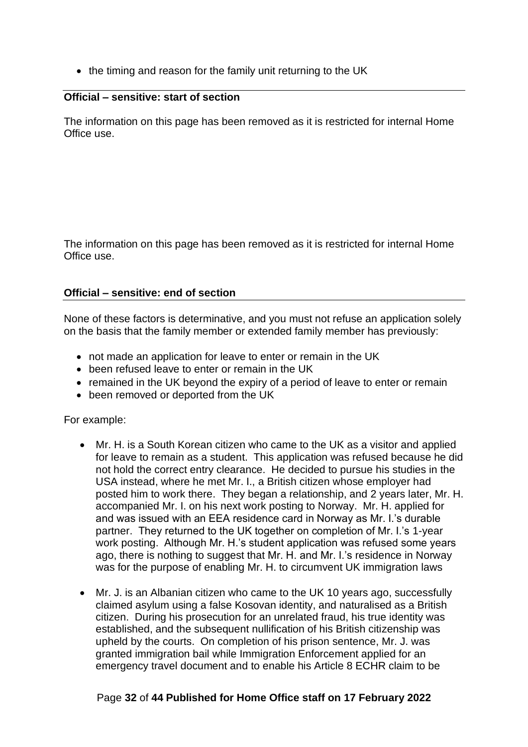- the timing and reason for the family unit returning to the UK

**Official – sensitive: start of section**

The information on this page has been removed as it is restricted for internal Home Office use.

The information on this page has been removed as it is restricted for internal Home Office use.

**Official – sensitive: end of section**

None of these factors is determinative, and you must not refuse an application solely on the basis that the family member or extended family member has previously:

- not made an application for leave to enter or remain in the UK
- been refused leave to enter or remain in the UK
- remained in the UK beyond the expiry of a period of leave to enter or remain
- been removed or deported from the UK

For example:

- Mr. H. is a South Korean citizen who came to the UK as a visitor and applied for leave to remain as a student. This application was refused because he did not hold the correct entry clearance. He decided to pursue his studies in the USA instead, where he met Mr. I., a British citizen whose employer had posted him to work there. They began a relationship, and 2 years later, Mr. H. accompanied Mr. I. on his next work posting to Norway. Mr. H. applied for and was issued with an EEA residence card in Norway as Mr. I.'s durable partner. They returned to the UK together on completion of Mr. I.'s 1-year work posting. Although Mr. H.'s student application was refused some years ago, there is nothing to suggest that Mr. H. and Mr. I.'s residence in Norway was for the purpose of enabling Mr. H. to circumvent UK immigration laws

- Mr. J. is an Albanian citizen who came to the UK 10 years ago, successfully claimed asylum using a false Kosovan identity, and naturalised as a British citizen. During his prosecution for an unrelated fraud, his true identity was established, and the subsequent nullification of his British citizenship was upheld by the courts. On completion of his prison sentence, Mr. J. was granted immigration bail while Immigration Enforcement applied for an emergency travel document and to enable his Article 8 ECHR claim to be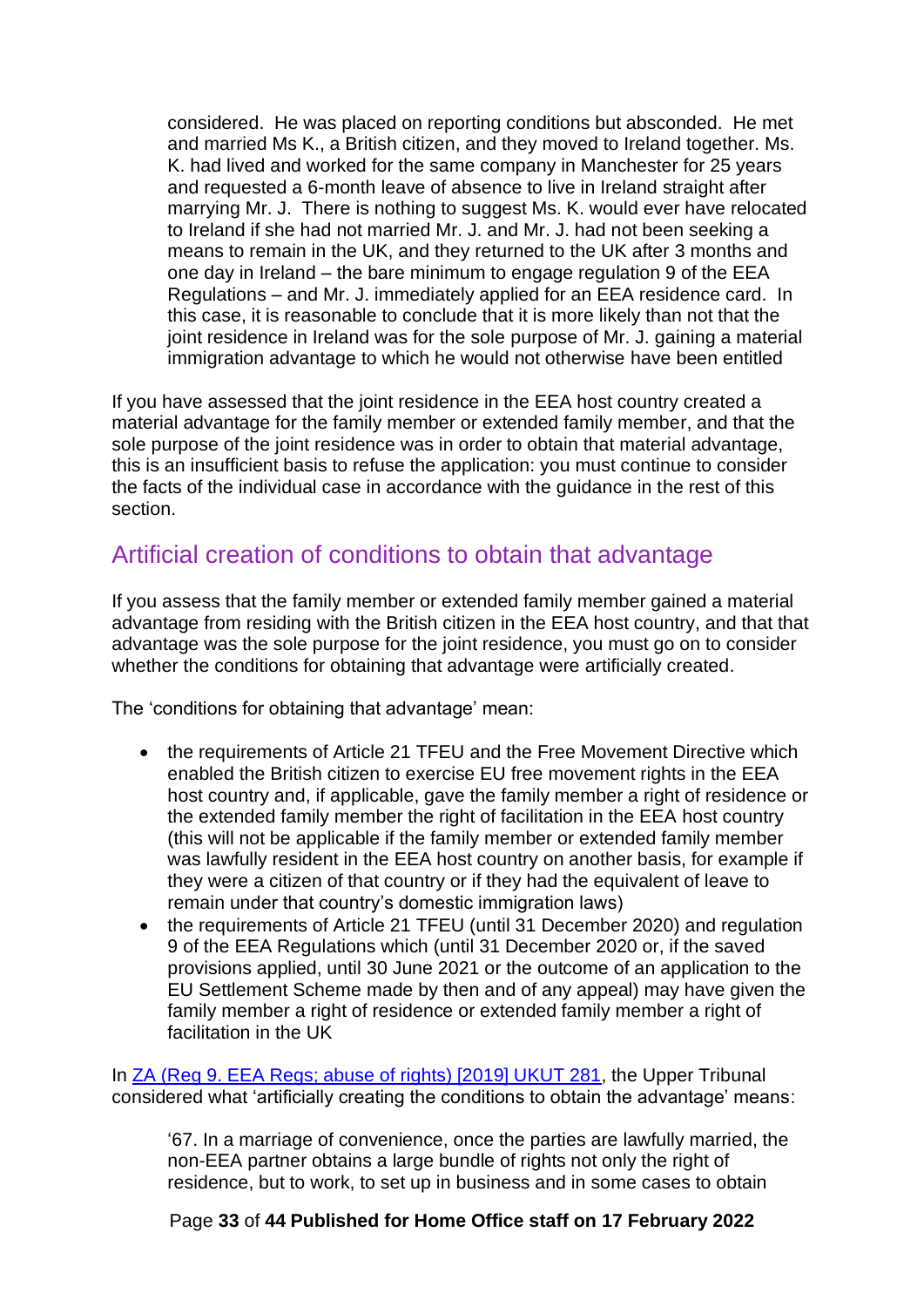considered. He was placed on reporting conditions but absconded. He met and married Ms K., a British citizen, and they moved to Ireland together. Ms. K. had lived and worked for the same company in Manchester for 25 years and requested a 6-month leave of absence to live in Ireland straight after marrying Mr. J. There is nothing to suggest Ms. K. would ever have relocated to Ireland if she had not married Mr. J. and Mr. J. had not been seeking a means to remain in the UK, and they returned to the UK after 3 months and one day in Ireland – the bare minimum to engage regulation 9 of the EEA Regulations – and Mr. J. immediately applied for an EEA residence card. In this case, it is reasonable to conclude that it is more likely than not that the joint residence in Ireland was for the sole purpose of Mr. J. gaining a material immigration advantage to which he would not otherwise have been entitled

If you have assessed that the joint residence in the EEA host country created a material advantage for the family member or extended family member, and that the sole purpose of the joint residence was in order to obtain that material advantage, this is an insufficient basis to refuse the application: you must continue to consider the facts of the individual case in accordance with the guidance in the rest of this section.

## Artificial creation of conditions to obtain that advantage

If you assess that the family member or extended family member gained a material advantage from residing with the British citizen in the EEA host country, and that that advantage was the sole purpose for the joint residence, you must go on to consider whether the conditions for obtaining that advantage were artificially created.

The 'conditions for obtaining that advantage' mean:

- the requirements of Article 21 TFEU and the Free Movement Directive which enabled the British citizen to exercise EU free movement rights in the EEA host country and, if applicable, gave the family member a right of residence or the extended family member the right of facilitation in the EEA host country (this will not be applicable if the family member or extended family member was lawfully resident in the EEA host country on another basis, for example if they were a citizen of that country or if they had the equivalent of leave to remain under that country's domestic immigration laws)
- the requirements of Article 21 TFEU (until 31 December 2020) and regulation 9 of the EEA Regulations which (until 31 December 2020 or, if the saved provisions applied, until 30 June 2021 or the outcome of an application to the EU Settlement Scheme made by then and of any appeal) may have given the family member a right of residence or extended family member a right of facilitation in the UK

In [ZA (Reg 9. EEA Regs; abuse of rights) [2019] UKUT 281](), the Upper Tribunal considered what 'artificially creating the conditions to obtain the advantage' means:

> '67. In a marriage of convenience, once the parties are lawfully married, the non-EEA partner obtains a large bundle of rights not only the right of residence, but to work, to set up in business and in some cases to obtain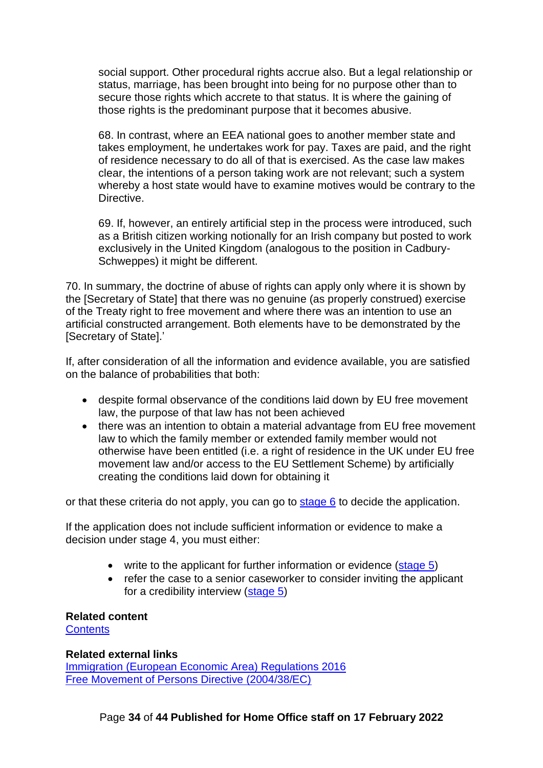> social support. Other procedural rights accrue also. But a legal relationship or status, marriage, has been brought into being for no purpose other than to secure those rights which accrete to that status. It is where the gaining of those rights is the predominant purpose that it becomes abusive.
>
> 68. In contrast, where an EEA national goes to another member state and takes employment, he undertakes work for pay. Taxes are paid, and the right of residence necessary to do all of that is exercised. As the case law makes clear, the intentions of a person taking work are not relevant; such a system whereby a host state would have to examine motives would be contrary to the Directive.
>
> 69. If, however, an entirely artificial step in the process were introduced, such as a British citizen working notionally for an Irish company but posted to work exclusively in the United Kingdom (analogous to the position in Cadbury-Schweppes) it might be different.

70. In summary, the doctrine of abuse of rights can apply only where it is shown by the [Secretary of State] that there was no genuine (as properly construed) exercise of the Treaty right to free movement and where there was an intention to use an artificial constructed arrangement. Both elements have to be demonstrated by the [Secretary of State].'

If, after consideration of all the information and evidence available, you are satisfied on the balance of probabilities that both:

- despite formal observance of the conditions laid down by EU free movement law, the purpose of that law has not been achieved
- there was an intention to obtain a material advantage from EU free movement law to which the family member or extended family member would not otherwise have been entitled (i.e. a right of residence in the UK under EU free movement law and/or access to the EU Settlement Scheme) by artificially creating the conditions laid down for obtaining it

or that these criteria do not apply, you can go to stage 6 to decide the application.

If the application does not include sufficient information or evidence to make a decision under stage 4, you must either:

- write to the applicant for further information or evidence (stage 5)
- refer the case to a senior caseworker to consider inviting the applicant for a credibility interview (stage 5)

**Related content**
Contents

**Related external links**
Immigration (European Economic Area) Regulations 2016
Free Movement of Persons Directive (2004/38/EC)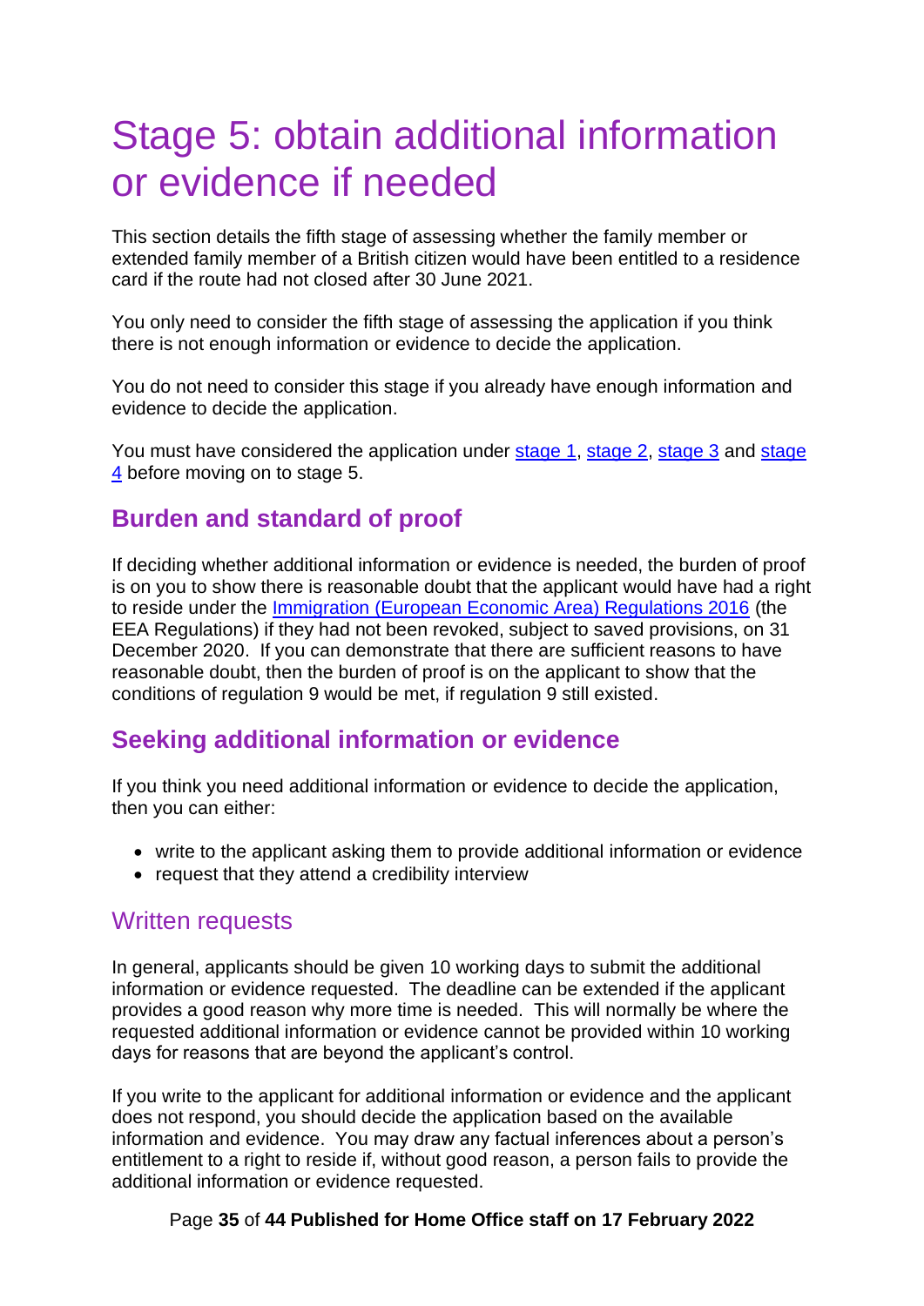# Stage 5: obtain additional information or evidence if needed

This section details the fifth stage of assessing whether the family member or extended family member of a British citizen would have been entitled to a residence card if the route had not closed after 30 June 2021.

You only need to consider the fifth stage of assessing the application if you think there is not enough information or evidence to decide the application.

You do not need to consider this stage if you already have enough information and evidence to decide the application.

You must have considered the application under [stage 1](), [stage 2](), [stage 3]() and [stage 4]() before moving on to stage 5.

## Burden and standard of proof

If deciding whether additional information or evidence is needed, the burden of proof is on you to show there is reasonable doubt that the applicant would have had a right to reside under the [Immigration (European Economic Area) Regulations 2016]() (the EEA Regulations) if they had not been revoked, subject to saved provisions, on 31 December 2020. If you can demonstrate that there are sufficient reasons to have reasonable doubt, then the burden of proof is on the applicant to show that the conditions of regulation 9 would be met, if regulation 9 still existed.

## Seeking additional information or evidence

If you think you need additional information or evidence to decide the application, then you can either:

- write to the applicant asking them to provide additional information or evidence
- request that they attend a credibility interview

### Written requests

In general, applicants should be given 10 working days to submit the additional information or evidence requested. The deadline can be extended if the applicant provides a good reason why more time is needed. This will normally be where the requested additional information or evidence cannot be provided within 10 working days for reasons that are beyond the applicant's control.

If you write to the applicant for additional information or evidence and the applicant does not respond, you should decide the application based on the available information and evidence. You may draw any factual inferences about a person's entitlement to a right to reside if, without good reason, a person fails to provide the additional information or evidence requested.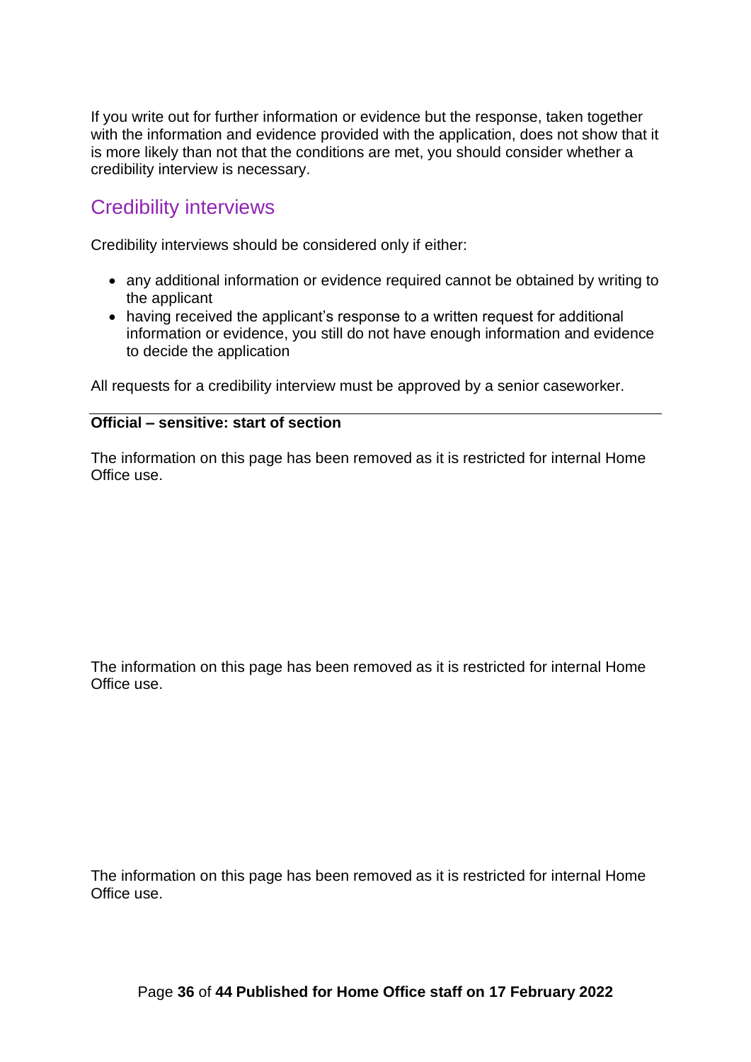If you write out for further information or evidence but the response, taken together with the information and evidence provided with the application, does not show that it is more likely than not that the conditions are met, you should consider whether a credibility interview is necessary.

## Credibility interviews

Credibility interviews should be considered only if either:

- any additional information or evidence required cannot be obtained by writing to the applicant
- having received the applicant's response to a written request for additional information or evidence, you still do not have enough information and evidence to decide the application

All requests for a credibility interview must be approved by a senior caseworker.

---

**Official – sensitive: start of section**

The information on this page has been removed as it is restricted for internal Home Office use.

The information on this page has been removed as it is restricted for internal Home Office use.

The information on this page has been removed as it is restricted for internal Home Office use.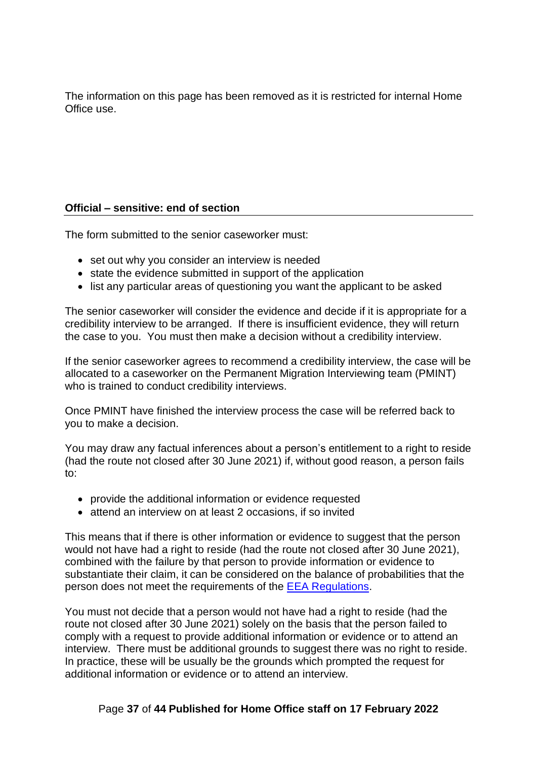The information on this page has been removed as it is restricted for internal Home Office use.

**Official – sensitive: end of section**

The form submitted to the senior caseworker must:

- set out why you consider an interview is needed
- state the evidence submitted in support of the application
- list any particular areas of questioning you want the applicant to be asked

The senior caseworker will consider the evidence and decide if it is appropriate for a credibility interview to be arranged. If there is insufficient evidence, they will return the case to you. You must then make a decision without a credibility interview.

If the senior caseworker agrees to recommend a credibility interview, the case will be allocated to a caseworker on the Permanent Migration Interviewing team (PMINT) who is trained to conduct credibility interviews.

Once PMINT have finished the interview process the case will be referred back to you to make a decision.

You may draw any factual inferences about a person's entitlement to a right to reside (had the route not closed after 30 June 2021) if, without good reason, a person fails to:

- provide the additional information or evidence requested
- attend an interview on at least 2 occasions, if so invited

This means that if there is other information or evidence to suggest that the person would not have had a right to reside (had the route not closed after 30 June 2021), combined with the failure by that person to provide information or evidence to substantiate their claim, it can be considered on the balance of probabilities that the person does not meet the requirements of the EEA Regulations.

You must not decide that a person would not have had a right to reside (had the route not closed after 30 June 2021) solely on the basis that the person failed to comply with a request to provide additional information or evidence or to attend an interview. There must be additional grounds to suggest there was no right to reside. In practice, these will be usually be the grounds which prompted the request for additional information or evidence or to attend an interview.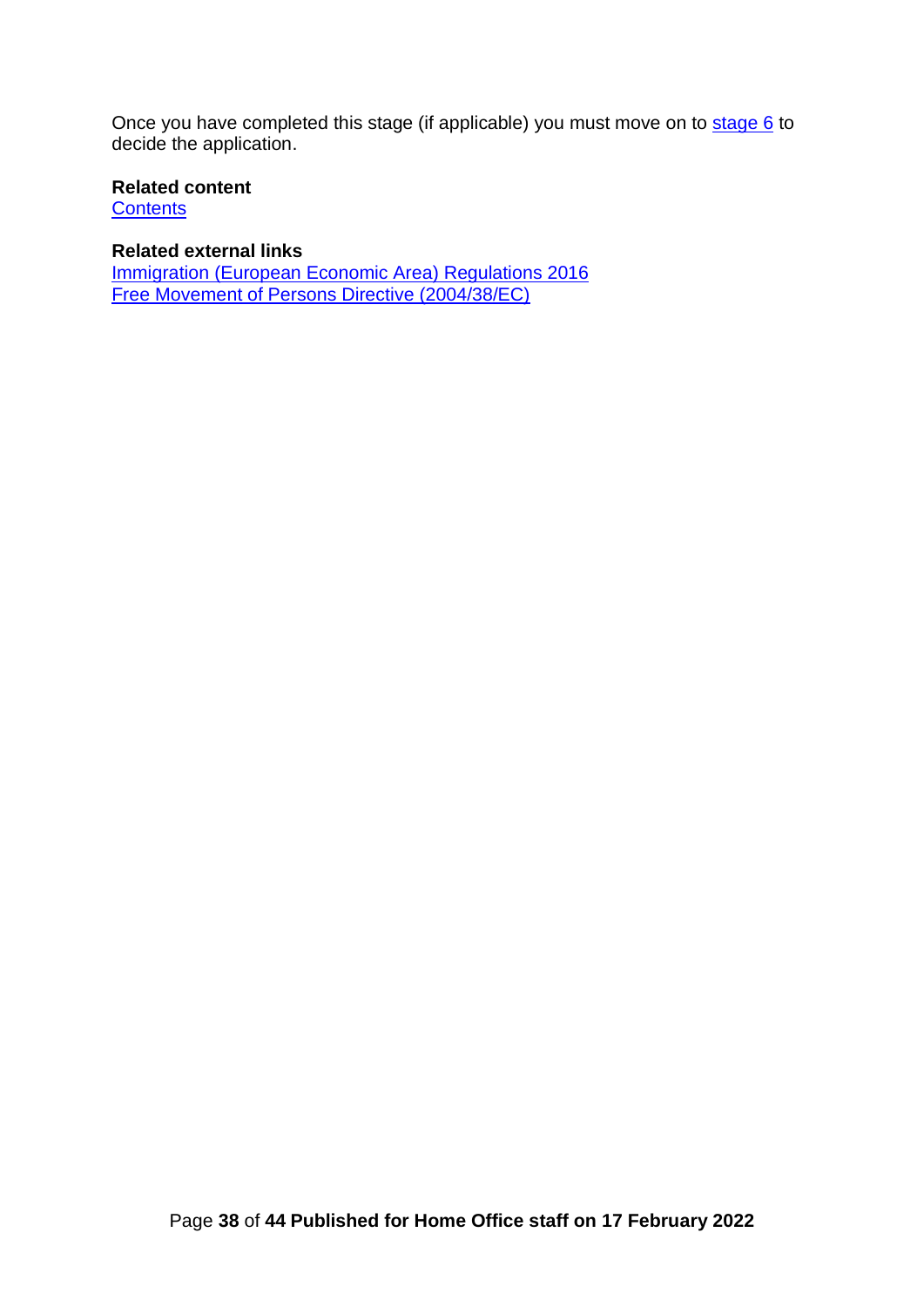Once you have completed this stage (if applicable) you must move on to stage 6 to decide the application.

**Related content**
Contents

**Related external links**
Immigration (European Economic Area) Regulations 2016
Free Movement of Persons Directive (2004/38/EC)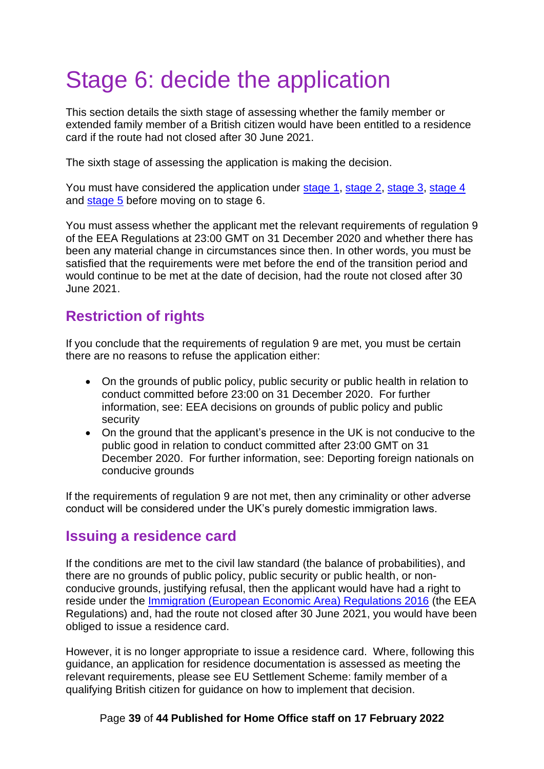# Stage 6: decide the application

This section details the sixth stage of assessing whether the family member or extended family member of a British citizen would have been entitled to a residence card if the route had not closed after 30 June 2021.

The sixth stage of assessing the application is making the decision.

You must have considered the application under stage 1, stage 2, stage 3, stage 4 and stage 5 before moving on to stage 6.

You must assess whether the applicant met the relevant requirements of regulation 9 of the EEA Regulations at 23:00 GMT on 31 December 2020 and whether there has been any material change in circumstances since then. In other words, you must be satisfied that the requirements were met before the end of the transition period and would continue to be met at the date of decision, had the route not closed after 30 June 2021.

## Restriction of rights

If you conclude that the requirements of regulation 9 are met, you must be certain there are no reasons to refuse the application either:

- On the grounds of public policy, public security or public health in relation to conduct committed before 23:00 on 31 December 2020. For further information, see: EEA decisions on grounds of public policy and public security
- On the ground that the applicant's presence in the UK is not conducive to the public good in relation to conduct committed after 23:00 GMT on 31 December 2020. For further information, see: Deporting foreign nationals on conducive grounds

If the requirements of regulation 9 are not met, then any criminality or other adverse conduct will be considered under the UK's purely domestic immigration laws.

## Issuing a residence card

If the conditions are met to the civil law standard (the balance of probabilities), and there are no grounds of public policy, public security or public health, or non-conducive grounds, justifying refusal, then the applicant would have had a right to reside under the Immigration (European Economic Area) Regulations 2016 (the EEA Regulations) and, had the route not closed after 30 June 2021, you would have been obliged to issue a residence card.

However, it is no longer appropriate to issue a residence card. Where, following this guidance, an application for residence documentation is assessed as meeting the relevant requirements, please see EU Settlement Scheme: family member of a qualifying British citizen for guidance on how to implement that decision.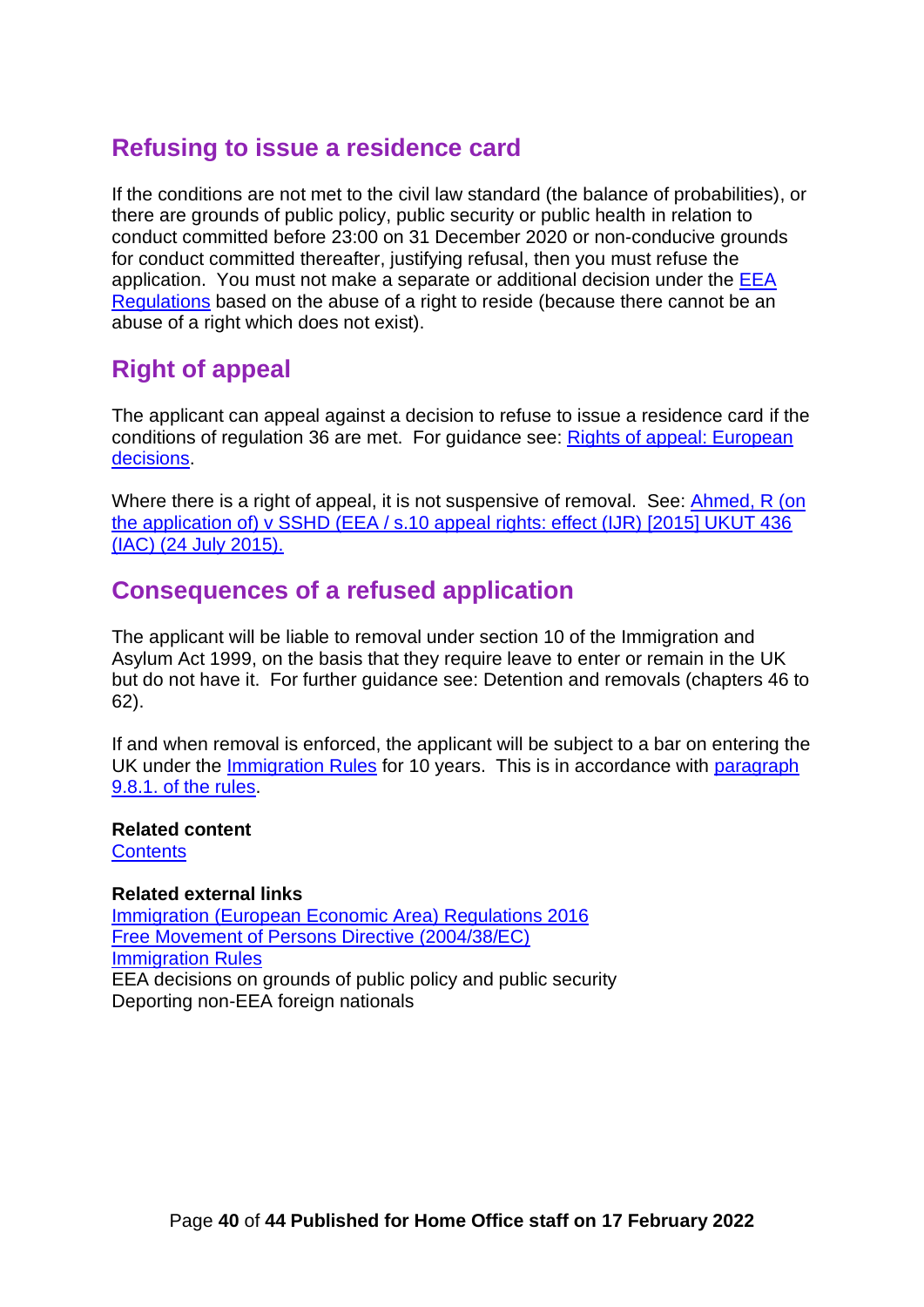## Refusing to issue a residence card

If the conditions are not met to the civil law standard (the balance of probabilities), or there are grounds of public policy, public security or public health in relation to conduct committed before 23:00 on 31 December 2020 or non-conducive grounds for conduct committed thereafter, justifying refusal, then you must refuse the application. You must not make a separate or additional decision under the EEA Regulations based on the abuse of a right to reside (because there cannot be an abuse of a right which does not exist).

## Right of appeal

The applicant can appeal against a decision to refuse to issue a residence card if the conditions of regulation 36 are met. For guidance see: Rights of appeal: European decisions.

Where there is a right of appeal, it is not suspensive of removal. See: Ahmed, R (on the application of) v SSHD (EEA / s.10 appeal rights: effect (IJR) [2015] UKUT 436 (IAC) (24 July 2015).

## Consequences of a refused application

The applicant will be liable to removal under section 10 of the Immigration and Asylum Act 1999, on the basis that they require leave to enter or remain in the UK but do not have it. For further guidance see: Detention and removals (chapters 46 to 62).

If and when removal is enforced, the applicant will be subject to a bar on entering the UK under the Immigration Rules for 10 years. This is in accordance with paragraph 9.8.1. of the rules.

**Related content**
Contents

**Related external links**
Immigration (European Economic Area) Regulations 2016
Free Movement of Persons Directive (2004/38/EC)
Immigration Rules
EEA decisions on grounds of public policy and public security
Deporting non-EEA foreign nationals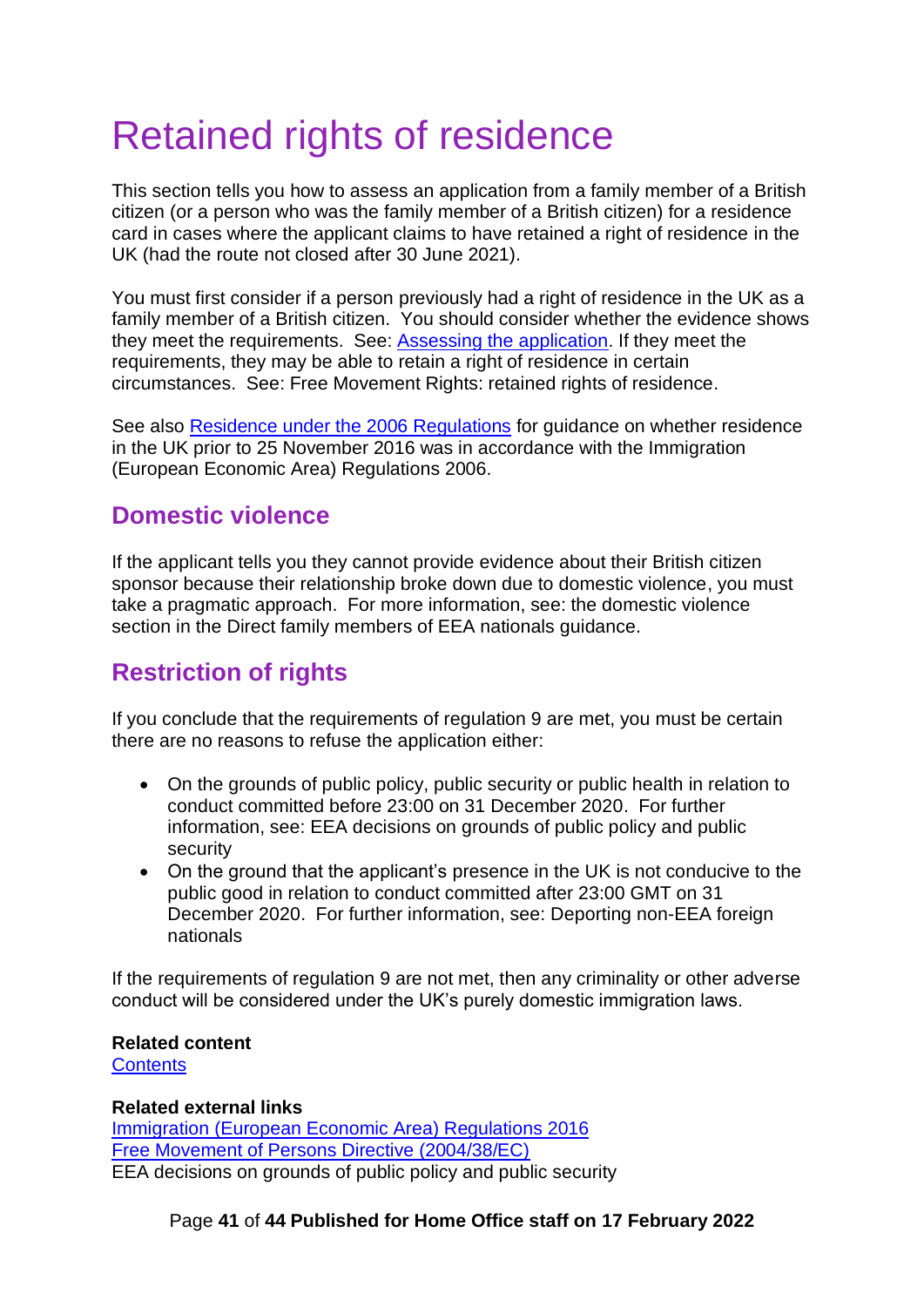# Retained rights of residence

This section tells you how to assess an application from a family member of a British citizen (or a person who was the family member of a British citizen) for a residence card in cases where the applicant claims to have retained a right of residence in the UK (had the route not closed after 30 June 2021).

You must first consider if a person previously had a right of residence in the UK as a family member of a British citizen. You should consider whether the evidence shows they meet the requirements. See: [Assessing the application](). If they meet the requirements, they may be able to retain a right of residence in certain circumstances. See: Free Movement Rights: retained rights of residence.

See also [Residence under the 2006 Regulations]() for guidance on whether residence in the UK prior to 25 November 2016 was in accordance with the Immigration (European Economic Area) Regulations 2006.

## Domestic violence

If the applicant tells you they cannot provide evidence about their British citizen sponsor because their relationship broke down due to domestic violence, you must take a pragmatic approach. For more information, see: the domestic violence section in the Direct family members of EEA nationals guidance.

## Restriction of rights

If you conclude that the requirements of regulation 9 are met, you must be certain there are no reasons to refuse the application either:

- On the grounds of public policy, public security or public health in relation to conduct committed before 23:00 on 31 December 2020. For further information, see: EEA decisions on grounds of public policy and public security
- On the ground that the applicant's presence in the UK is not conducive to the public good in relation to conduct committed after 23:00 GMT on 31 December 2020. For further information, see: Deporting non-EEA foreign nationals

If the requirements of regulation 9 are not met, then any criminality or other adverse conduct will be considered under the UK's purely domestic immigration laws.

**Related content**
[Contents]()

**Related external links**
[Immigration (European Economic Area) Regulations 2016]()
[Free Movement of Persons Directive (2004/38/EC)]()
EEA decisions on grounds of public policy and public security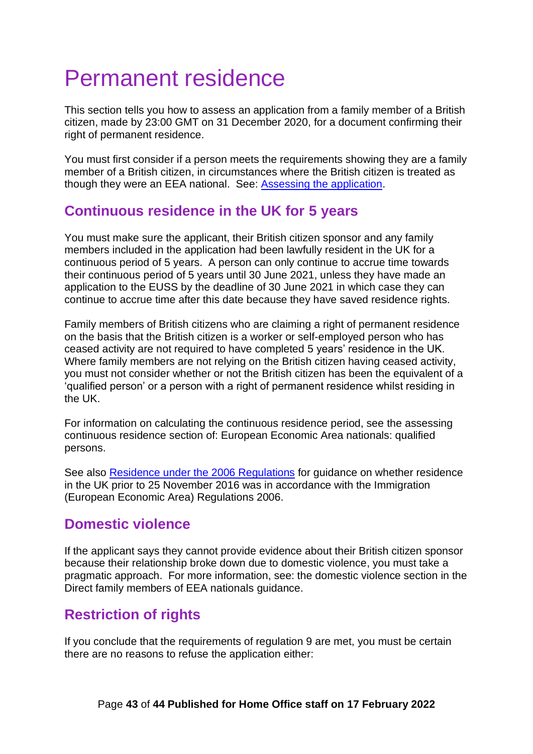# Permanent residence

This section tells you how to assess an application from a family member of a British citizen, made by 23:00 GMT on 31 December 2020, for a document confirming their right of permanent residence.

You must first consider if a person meets the requirements showing they are a family member of a British citizen, in circumstances where the British citizen is treated as though they were an EEA national. See: [Assessing the application](#).

## Continuous residence in the UK for 5 years

You must make sure the applicant, their British citizen sponsor and any family members included in the application had been lawfully resident in the UK for a continuous period of 5 years. A person can only continue to accrue time towards their continuous period of 5 years until 30 June 2021, unless they have made an application to the EUSS by the deadline of 30 June 2021 in which case they can continue to accrue time after this date because they have saved residence rights.

Family members of British citizens who are claiming a right of permanent residence on the basis that the British citizen is a worker or self-employed person who has ceased activity are not required to have completed 5 years' residence in the UK. Where family members are not relying on the British citizen having ceased activity, you must not consider whether or not the British citizen has been the equivalent of a 'qualified person' or a person with a right of permanent residence whilst residing in the UK.

For information on calculating the continuous residence period, see the assessing continuous residence section of: European Economic Area nationals: qualified persons.

See also [Residence under the 2006 Regulations](#) for guidance on whether residence in the UK prior to 25 November 2016 was in accordance with the Immigration (European Economic Area) Regulations 2006.

## Domestic violence

If the applicant says they cannot provide evidence about their British citizen sponsor because their relationship broke down due to domestic violence, you must take a pragmatic approach. For more information, see: the domestic violence section in the Direct family members of EEA nationals guidance.

## Restriction of rights

If you conclude that the requirements of regulation 9 are met, you must be certain there are no reasons to refuse the application either: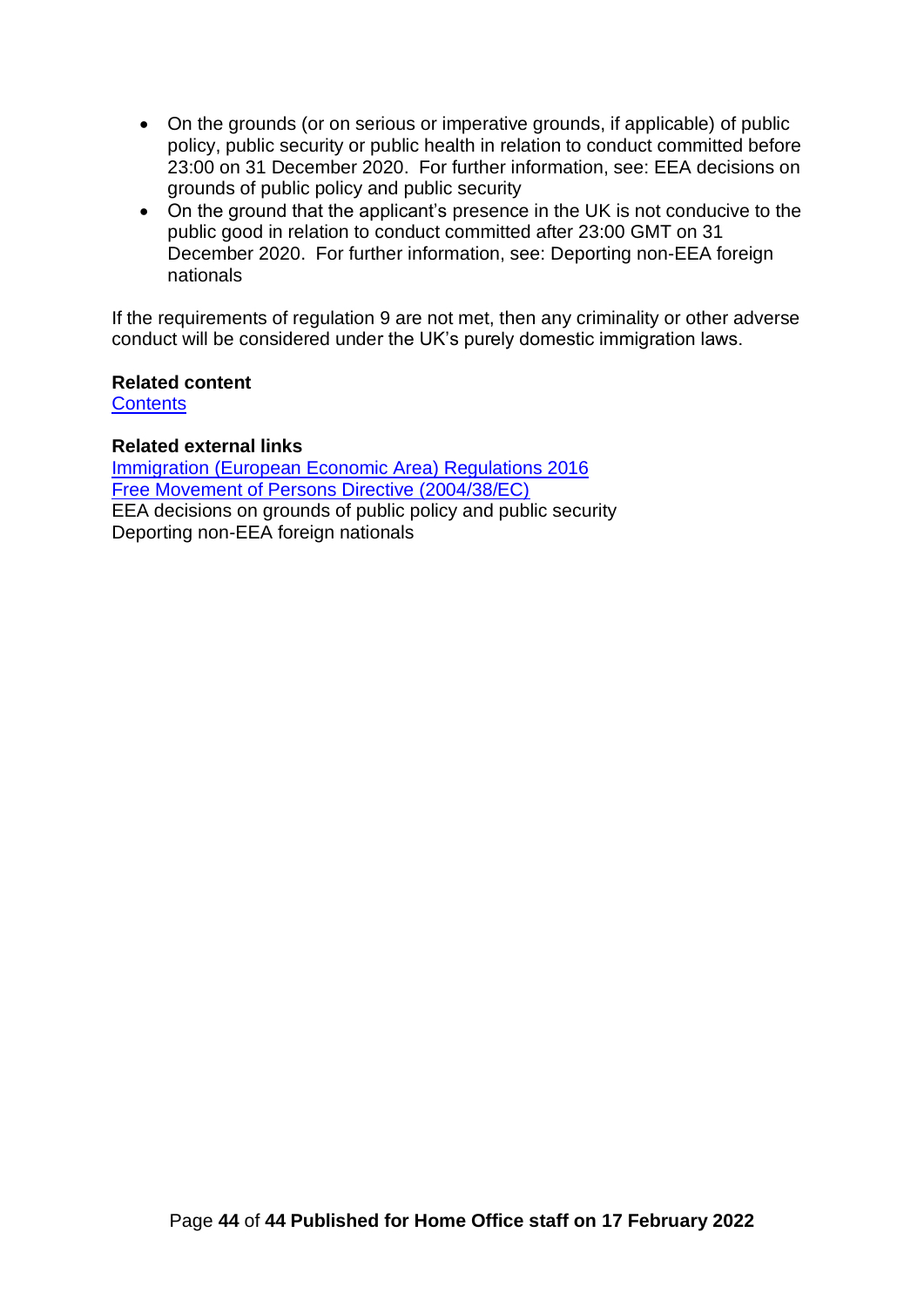- On the grounds (or on serious or imperative grounds, if applicable) of public policy, public security or public health in relation to conduct committed before 23:00 on 31 December 2020. For further information, see: EEA decisions on grounds of public policy and public security
- On the ground that the applicant's presence in the UK is not conducive to the public good in relation to conduct committed after 23:00 GMT on 31 December 2020. For further information, see: Deporting non-EEA foreign nationals

If the requirements of regulation 9 are not met, then any criminality or other adverse conduct will be considered under the UK's purely domestic immigration laws.

**Related content**
Contents

**Related external links**
Immigration (European Economic Area) Regulations 2016
Free Movement of Persons Directive (2004/38/EC)
EEA decisions on grounds of public policy and public security
Deporting non-EEA foreign nationals